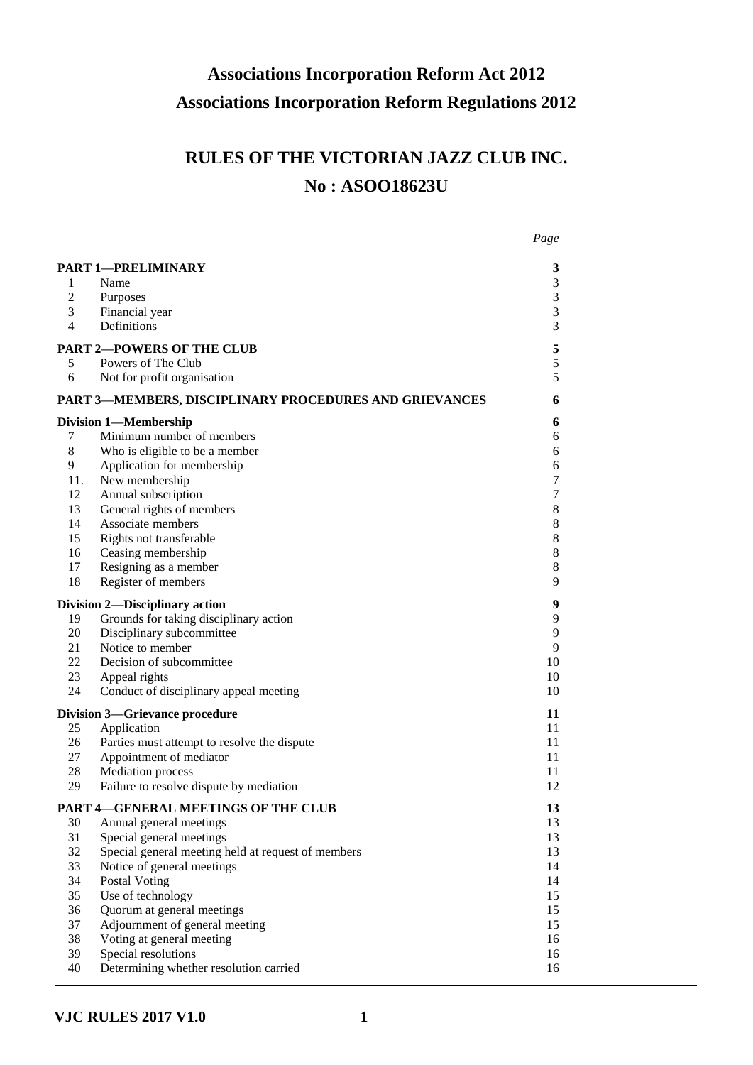# Associations Incorporation Reform Act 2012

# Associations Incorporation Reform Regulations 2012

## RULES OF THE VICTORIAN JAZZ CLUB INC.

## No : ASOO18623U

| | | *Page* |
|---|---|---|
| **PART 1—PRELIMINARY** | | **3** |
| 1 | Name | 3 |
| 2 | Purposes | 3 |
| 3 | Financial year | 3 |
| 4 | Definitions | 3 |
| **PART 2—POWERS OF THE CLUB** | | **5** |
| 5 | Powers of The Club | 5 |
| 6 | Not for profit organisation | 5 |
| **PART 3—MEMBERS, DISCIPLINARY PROCEDURES AND GRIEVANCES** | | **6** |
| **Division 1—Membership** | | **6** |
| 7 | Minimum number of members | 6 |
| 8 | Who is eligible to be a member | 6 |
| 9 | Application for membership | 6 |
| 11. | New membership | 7 |
| 12 | Annual subscription | 7 |
| 13 | General rights of members | 8 |
| 14 | Associate members | 8 |
| 15 | Rights not transferable | 8 |
| 16 | Ceasing membership | 8 |
| 17 | Resigning as a member | 8 |
| 18 | Register of members | 9 |
| **Division 2—Disciplinary action** | | **9** |
| 19 | Grounds for taking disciplinary action | 9 |
| 20 | Disciplinary subcommittee | 9 |
| 21 | Notice to member | 9 |
| 22 | Decision of subcommittee | 10 |
| 23 | Appeal rights | 10 |
| 24 | Conduct of disciplinary appeal meeting | 10 |
| **Division 3—Grievance procedure** | | **11** |
| 25 | Application | 11 |
| 26 | Parties must attempt to resolve the dispute | 11 |
| 27 | Appointment of mediator | 11 |
| 28 | Mediation process | 11 |
| 29 | Failure to resolve dispute by mediation | 12 |
| **PART 4—GENERAL MEETINGS OF THE CLUB** | | **13** |
| 30 | Annual general meetings | 13 |
| 31 | Special general meetings | 13 |
| 32 | Special general meeting held at request of members | 13 |
| 33 | Notice of general meetings | 14 |
| 34 | Postal Voting | 14 |
| 35 | Use of technology | 15 |
| 36 | Quorum at general meetings | 15 |
| 37 | Adjournment of general meeting | 15 |
| 38 | Voting at general meeting | 16 |
| 39 | Special resolutions | 16 |
| 40 | Determining whether resolution carried | 16 |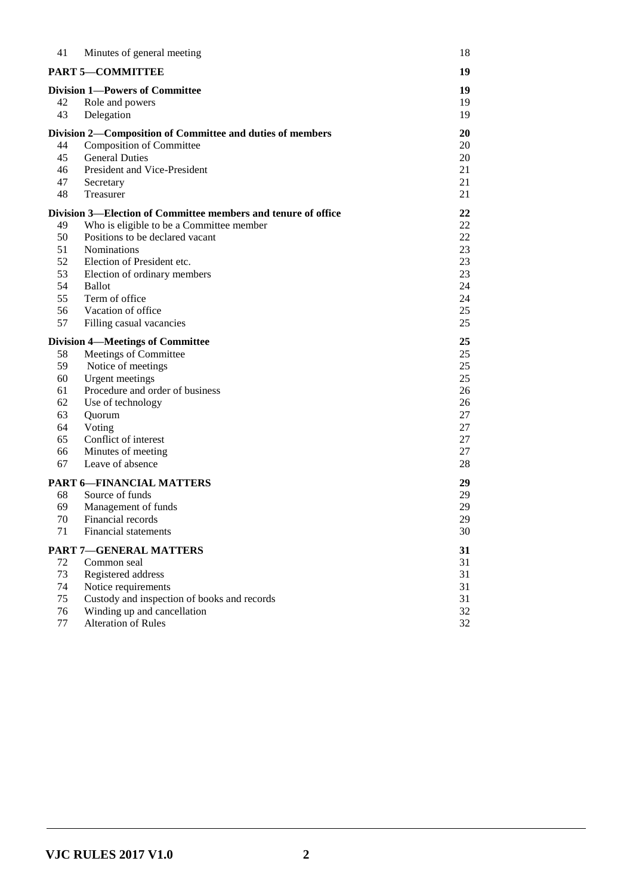| | | |
|---|---|---|
| 41 | Minutes of general meeting | 18 |
| **PART 5—COMMITTEE** | | **19** |
| **Division 1—Powers of Committee** | | **19** |
| 42 | Role and powers | 19 |
| 43 | Delegation | 19 |
| **Division 2—Composition of Committee and duties of members** | | **20** |
| 44 | Composition of Committee | 20 |
| 45 | General Duties | 20 |
| 46 | President and Vice-President | 21 |
| 47 | Secretary | 21 |
| 48 | Treasurer | 21 |
| **Division 3—Election of Committee members and tenure of office** | | **22** |
| 49 | Who is eligible to be a Committee member | 22 |
| 50 | Positions to be declared vacant | 22 |
| 51 | Nominations | 23 |
| 52 | Election of President etc. | 23 |
| 53 | Election of ordinary members | 23 |
| 54 | Ballot | 24 |
| 55 | Term of office | 24 |
| 56 | Vacation of office | 25 |
| 57 | Filling casual vacancies | 25 |
| **Division 4—Meetings of Committee** | | **25** |
| 58 | Meetings of Committee | 25 |
| 59 | Notice of meetings | 25 |
| 60 | Urgent meetings | 25 |
| 61 | Procedure and order of business | 26 |
| 62 | Use of technology | 26 |
| 63 | Quorum | 27 |
| 64 | Voting | 27 |
| 65 | Conflict of interest | 27 |
| 66 | Minutes of meeting | 27 |
| 67 | Leave of absence | 28 |
| **PART 6—FINANCIAL MATTERS** | | **29** |
| 68 | Source of funds | 29 |
| 69 | Management of funds | 29 |
| 70 | Financial records | 29 |
| 71 | Financial statements | 30 |
| **PART 7—GENERAL MATTERS** | | **31** |
| 72 | Common seal | 31 |
| 73 | Registered address | 31 |
| 74 | Notice requirements | 31 |
| 75 | Custody and inspection of books and records | 31 |
| 76 | Winding up and cancellation | 32 |
| 77 | Alteration of Rules | 32 |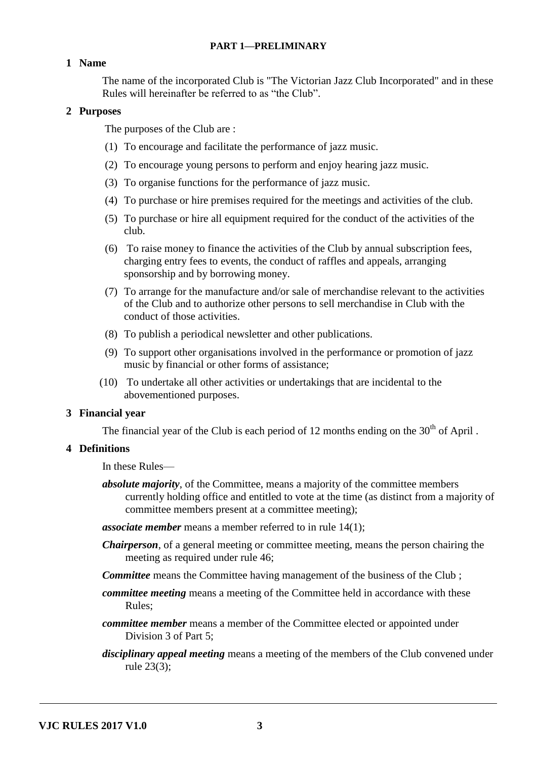## PART 1—PRELIMINARY

### 1 Name

The name of the incorporated Club is "The Victorian Jazz Club Incorporated" and in these Rules will hereinafter be referred to as “the Club”.

### 2 Purposes

The purposes of the Club are :

(1) To encourage and facilitate the performance of jazz music.

(2) To encourage young persons to perform and enjoy hearing jazz music.

(3) To organise functions for the performance of jazz music.

(4) To purchase or hire premises required for the meetings and activities of the club.

(5) To purchase or hire all equipment required for the conduct of the activities of the club.

(6) To raise money to finance the activities of the Club by annual subscription fees, charging entry fees to events, the conduct of raffles and appeals, arranging sponsorship and by borrowing money.

(7) To arrange for the manufacture and/or sale of merchandise relevant to the activities of the Club and to authorize other persons to sell merchandise in Club with the conduct of those activities.

(8) To publish a periodical newsletter and other publications.

(9) To support other organisations involved in the performance or promotion of jazz music by financial or other forms of assistance;

(10) To undertake all other activities or undertakings that are incidental to the abovementioned purposes.

### 3 Financial year

The financial year of the Club is each period of 12 months ending on the 30th of April .

### 4 Definitions

In these Rules—

***absolute majority***, of the Committee, means a majority of the committee members currently holding office and entitled to vote at the time (as distinct from a majority of committee members present at a committee meeting);

***associate member*** means a member referred to in rule 14(1);

***Chairperson***, of a general meeting or committee meeting, means the person chairing the meeting as required under rule 46;

***Committee*** means the Committee having management of the business of the Club ;

***committee meeting*** means a meeting of the Committee held in accordance with these Rules;

***committee member*** means a member of the Committee elected or appointed under Division 3 of Part 5;

***disciplinary appeal meeting*** means a meeting of the members of the Club convened under rule 23(3);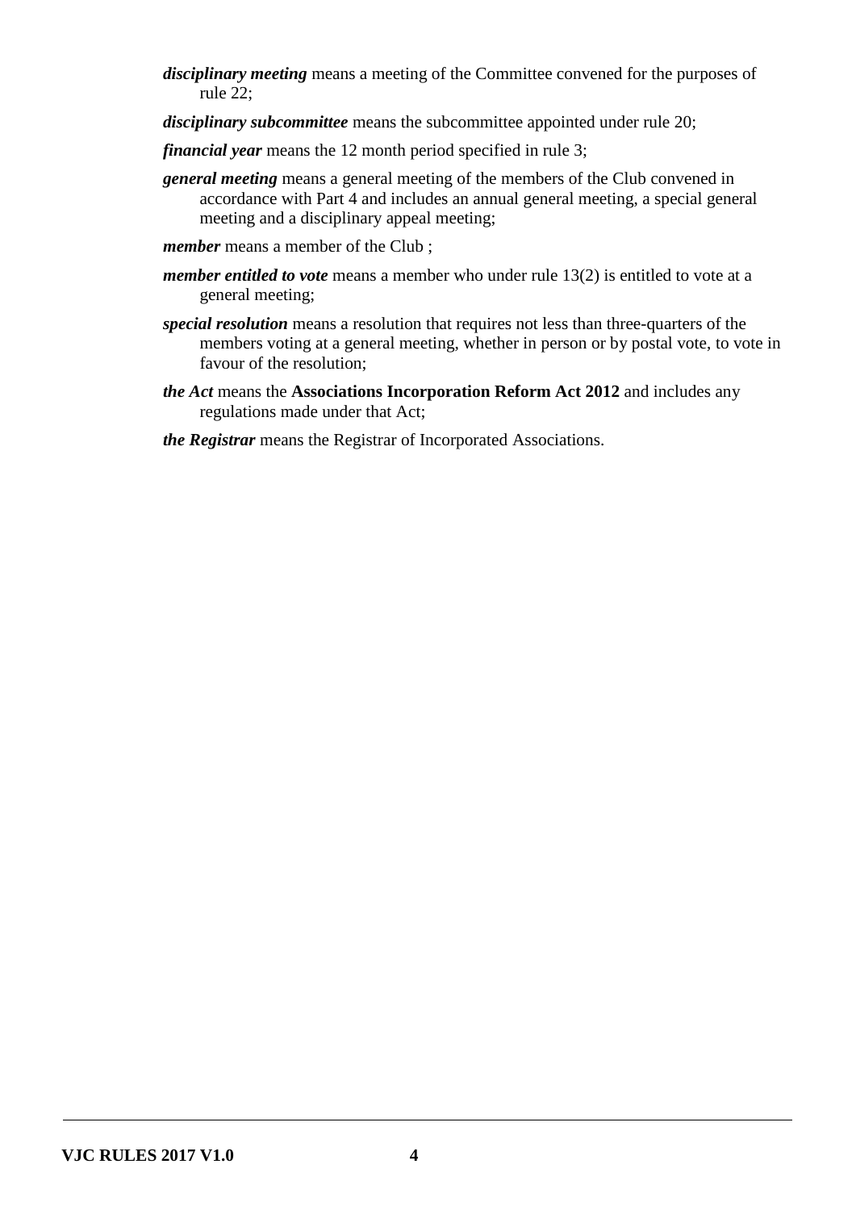***disciplinary meeting*** means a meeting of the Committee convened for the purposes of rule 22;

***disciplinary subcommittee*** means the subcommittee appointed under rule 20;

***financial year*** means the 12 month period specified in rule 3;

***general meeting*** means a general meeting of the members of the Club convened in accordance with Part 4 and includes an annual general meeting, a special general meeting and a disciplinary appeal meeting;

***member*** means a member of the Club ;

***member entitled to vote*** means a member who under rule 13(2) is entitled to vote at a general meeting;

***special resolution*** means a resolution that requires not less than three-quarters of the members voting at a general meeting, whether in person or by postal vote, to vote in favour of the resolution;

***the Act*** means the **Associations Incorporation Reform Act 2012** and includes any regulations made under that Act;

***the Registrar*** means the Registrar of Incorporated Associations.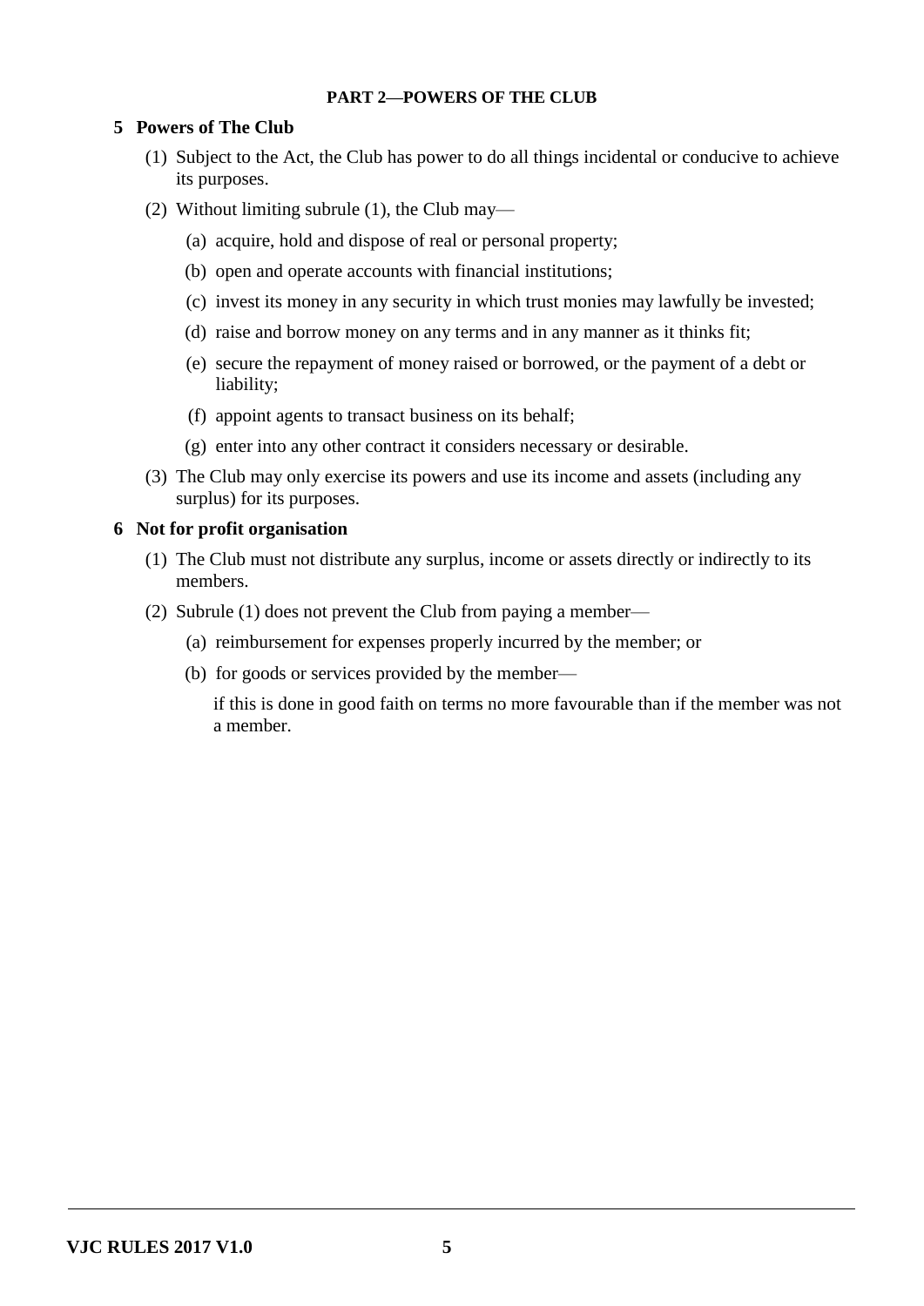## PART 2—POWERS OF THE CLUB

### 5 Powers of The Club

(1) Subject to the Act, the Club has power to do all things incidental or conducive to achieve its purposes.

(2) Without limiting subrule (1), the Club may—

- (a) acquire, hold and dispose of real or personal property;
- (b) open and operate accounts with financial institutions;
- (c) invest its money in any security in which trust monies may lawfully be invested;
- (d) raise and borrow money on any terms and in any manner as it thinks fit;
- (e) secure the repayment of money raised or borrowed, or the payment of a debt or liability;
- (f) appoint agents to transact business on its behalf;
- (g) enter into any other contract it considers necessary or desirable.

(3) The Club may only exercise its powers and use its income and assets (including any surplus) for its purposes.

### 6 Not for profit organisation

(1) The Club must not distribute any surplus, income or assets directly or indirectly to its members.

(2) Subrule (1) does not prevent the Club from paying a member—

- (a) reimbursement for expenses properly incurred by the member; or
- (b) for goods or services provided by the member—

if this is done in good faith on terms no more favourable than if the member was not a member.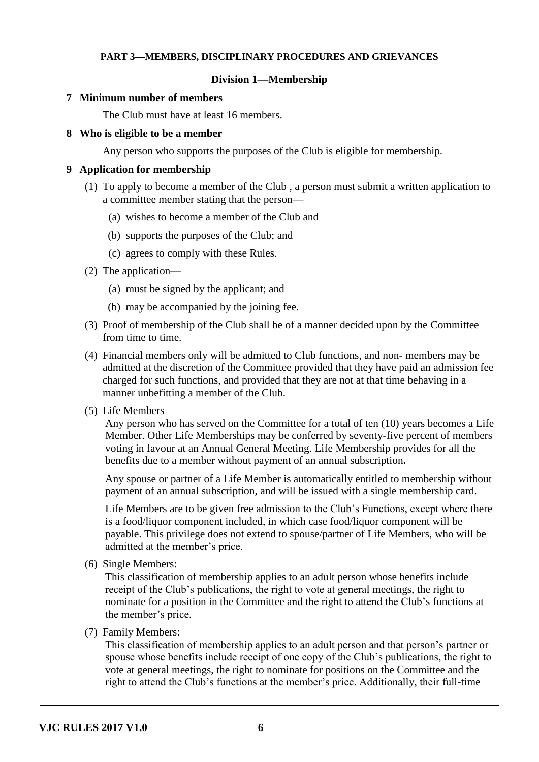**PART 3—MEMBERS, DISCIPLINARY PROCEDURES AND GRIEVANCES**

**Division 1—Membership**

**7 Minimum number of members**

The Club must have at least 16 members.

**8 Who is eligible to be a member**

Any person who supports the purposes of the Club is eligible for membership.

**9 Application for membership**

(1) To apply to become a member of the Club , a person must submit a written application to a committee member stating that the person—

(a) wishes to become a member of the Club and

(b) supports the purposes of the Club; and

(c) agrees to comply with these Rules.

(2) The application—

(a) must be signed by the applicant; and

(b) may be accompanied by the joining fee.

(3) Proof of membership of the Club shall be of a manner decided upon by the Committee from time to time.

(4) Financial members only will be admitted to Club functions, and non- members may be admitted at the discretion of the Committee provided that they have paid an admission fee charged for such functions, and provided that they are not at that time behaving in a manner unbefitting a member of the Club.

(5) Life Members

Any person who has served on the Committee for a total of ten (10) years becomes a Life Member. Other Life Memberships may be conferred by seventy-five percent of members voting in favour at an Annual General Meeting. Life Membership provides for all the benefits due to a member without payment of an annual subscription**.**

Any spouse or partner of a Life Member is automatically entitled to membership without payment of an annual subscription, and will be issued with a single membership card.

Life Members are to be given free admission to the Club's Functions, except where there is a food/liquor component included, in which case food/liquor component will be payable. This privilege does not extend to spouse/partner of Life Members, who will be admitted at the member's price.

(6) Single Members:

This classification of membership applies to an adult person whose benefits include receipt of the Club's publications, the right to vote at general meetings, the right to nominate for a position in the Committee and the right to attend the Club's functions at the member's price.

(7) Family Members:

This classification of membership applies to an adult person and that person's partner or spouse whose benefits include receipt of one copy of the Club's publications, the right to vote at general meetings, the right to nominate for positions on the Committee and the right to attend the Club's functions at the member's price. Additionally, their full-time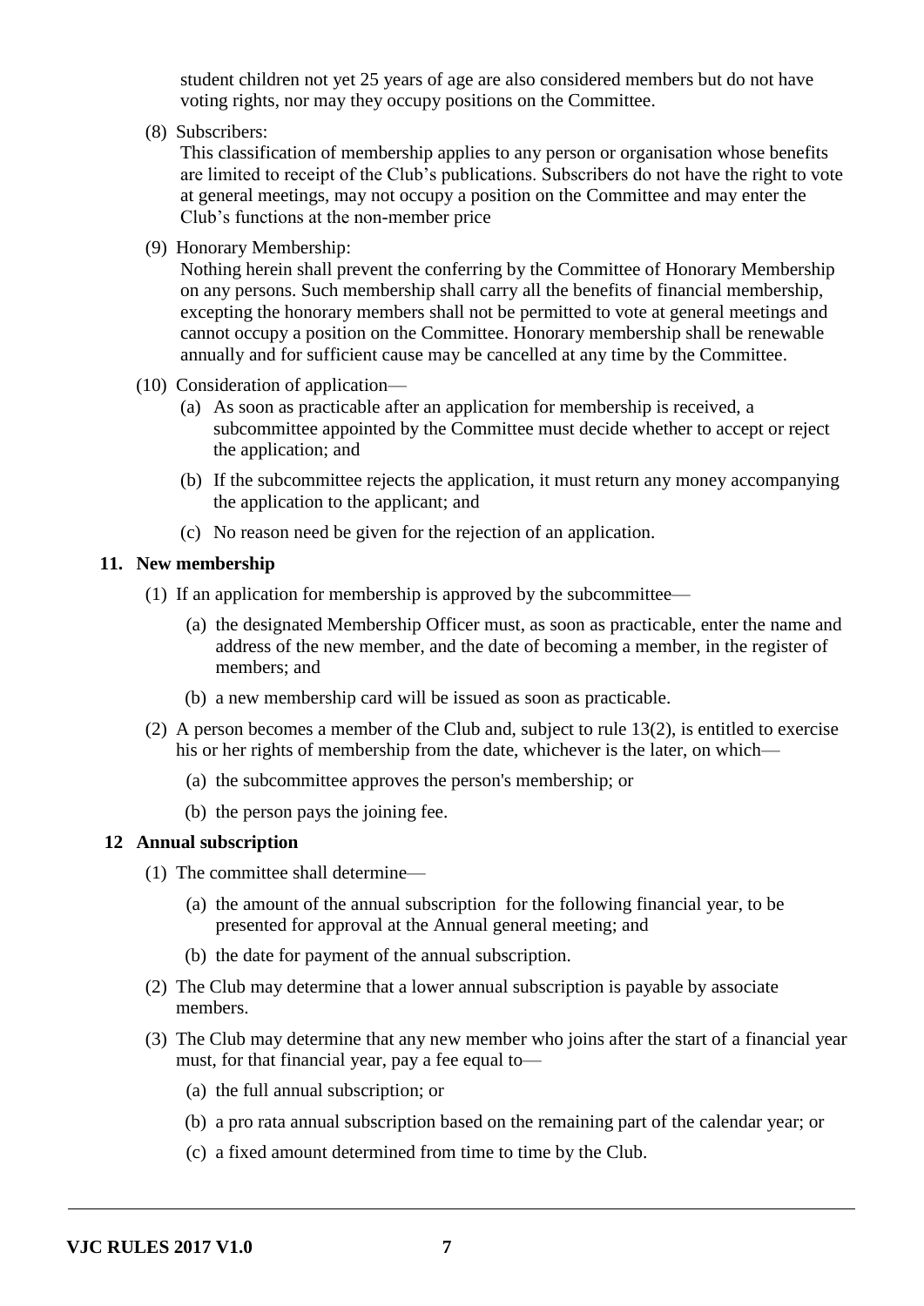student children not yet 25 years of age are also considered members but do not have voting rights, nor may they occupy positions on the Committee.

(8) Subscribers:

This classification of membership applies to any person or organisation whose benefits are limited to receipt of the Club's publications. Subscribers do not have the right to vote at general meetings, may not occupy a position on the Committee and may enter the Club's functions at the non-member price

(9) Honorary Membership:

Nothing herein shall prevent the conferring by the Committee of Honorary Membership on any persons. Such membership shall carry all the benefits of financial membership, excepting the honorary members shall not be permitted to vote at general meetings and cannot occupy a position on the Committee. Honorary membership shall be renewable annually and for sufficient cause may be cancelled at any time by the Committee.

(10) Consideration of application—

(a) As soon as practicable after an application for membership is received, a subcommittee appointed by the Committee must decide whether to accept or reject the application; and

(b) If the subcommittee rejects the application, it must return any money accompanying the application to the applicant; and

(c) No reason need be given for the rejection of an application.

## 11. New membership

(1) If an application for membership is approved by the subcommittee—

(a) the designated Membership Officer must, as soon as practicable, enter the name and address of the new member, and the date of becoming a member, in the register of members; and

(b) a new membership card will be issued as soon as practicable.

(2) A person becomes a member of the Club and, subject to rule 13(2), is entitled to exercise his or her rights of membership from the date, whichever is the later, on which—

(a) the subcommittee approves the person's membership; or

(b) the person pays the joining fee.

## 12 Annual subscription

(1) The committee shall determine—

(a) the amount of the annual subscription for the following financial year, to be presented for approval at the Annual general meeting; and

(b) the date for payment of the annual subscription.

(2) The Club may determine that a lower annual subscription is payable by associate members.

(3) The Club may determine that any new member who joins after the start of a financial year must, for that financial year, pay a fee equal to—

(a) the full annual subscription; or

(b) a pro rata annual subscription based on the remaining part of the calendar year; or

(c) a fixed amount determined from time to time by the Club.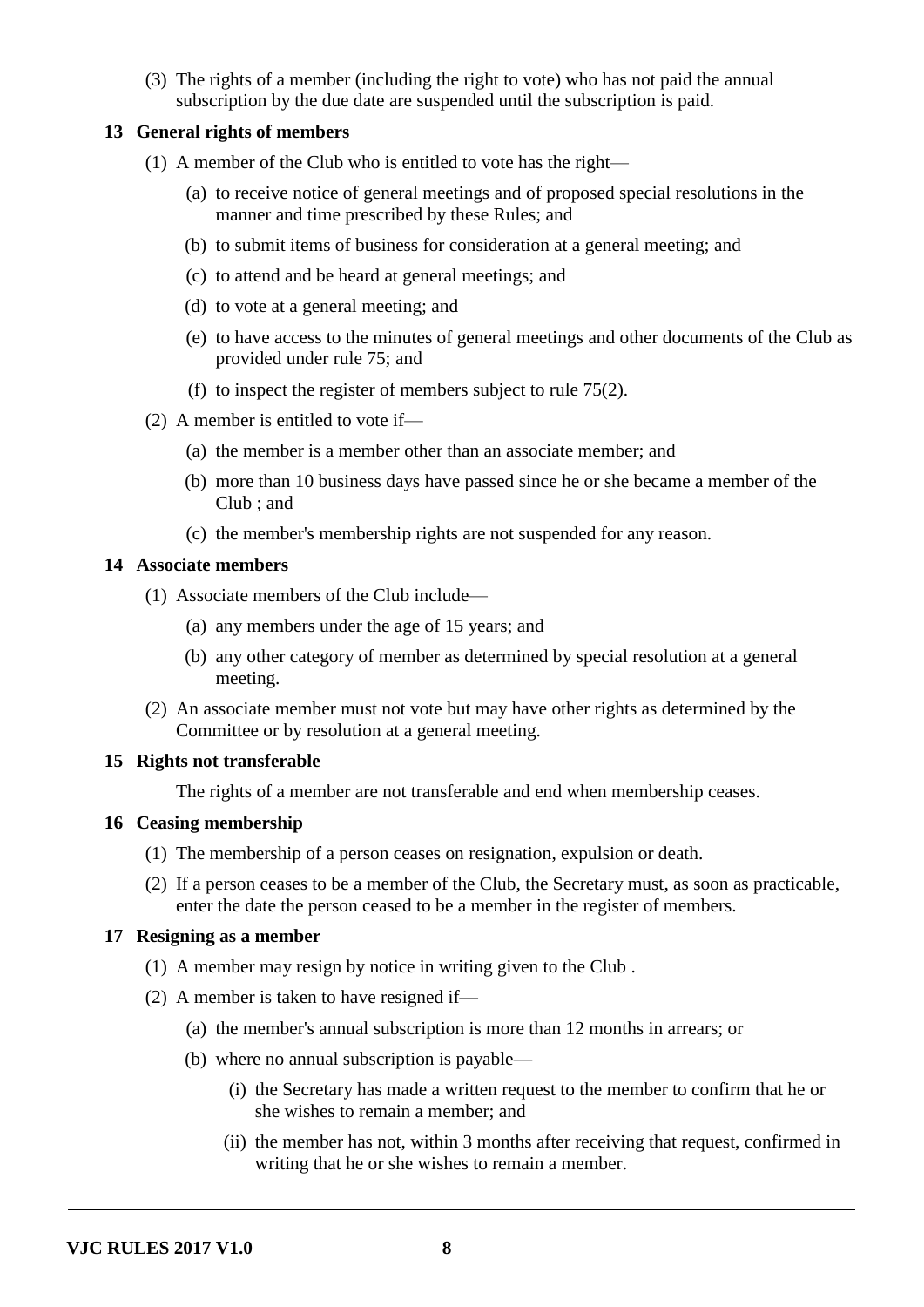(3) The rights of a member (including the right to vote) who has not paid the annual subscription by the due date are suspended until the subscription is paid.

### 13 General rights of members

(1) A member of the Club who is entitled to vote has the right—

(a) to receive notice of general meetings and of proposed special resolutions in the manner and time prescribed by these Rules; and

(b) to submit items of business for consideration at a general meeting; and

(c) to attend and be heard at general meetings; and

(d) to vote at a general meeting; and

(e) to have access to the minutes of general meetings and other documents of the Club as provided under rule 75; and

(f) to inspect the register of members subject to rule 75(2).

(2) A member is entitled to vote if—

(a) the member is a member other than an associate member; and

(b) more than 10 business days have passed since he or she became a member of the Club ; and

(c) the member's membership rights are not suspended for any reason.

### 14 Associate members

(1) Associate members of the Club include—

(a) any members under the age of 15 years; and

(b) any other category of member as determined by special resolution at a general meeting.

(2) An associate member must not vote but may have other rights as determined by the Committee or by resolution at a general meeting.

### 15 Rights not transferable

The rights of a member are not transferable and end when membership ceases.

### 16 Ceasing membership

(1) The membership of a person ceases on resignation, expulsion or death.

(2) If a person ceases to be a member of the Club, the Secretary must, as soon as practicable, enter the date the person ceased to be a member in the register of members.

### 17 Resigning as a member

(1) A member may resign by notice in writing given to the Club .

(2) A member is taken to have resigned if—

(a) the member's annual subscription is more than 12 months in arrears; or

(b) where no annual subscription is payable—

(i) the Secretary has made a written request to the member to confirm that he or she wishes to remain a member; and

(ii) the member has not, within 3 months after receiving that request, confirmed in writing that he or she wishes to remain a member.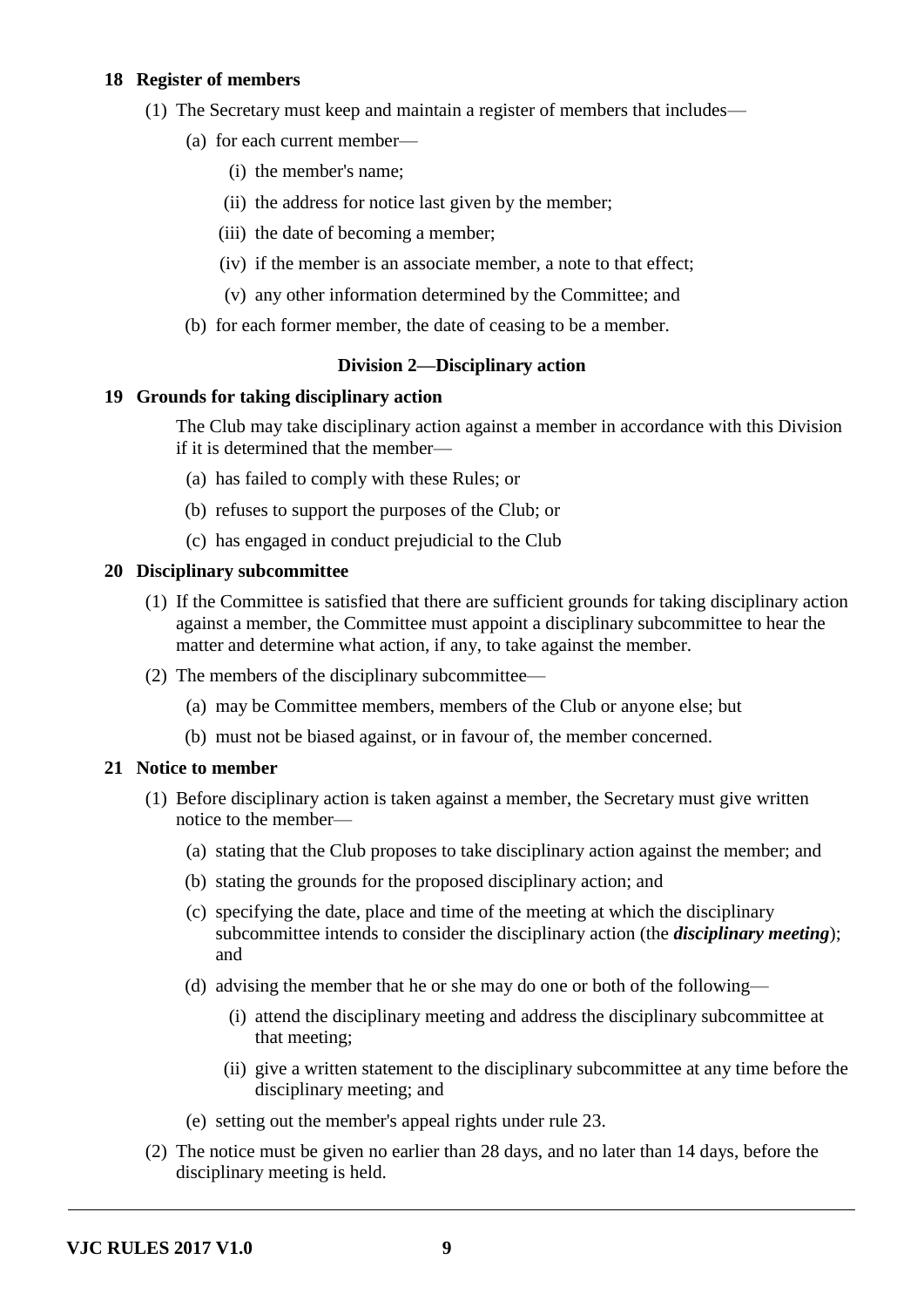**18 Register of members**

(1) The Secretary must keep and maintain a register of members that includes—

(a) for each current member—

(i) the member's name;

(ii) the address for notice last given by the member;

(iii) the date of becoming a member;

(iv) if the member is an associate member, a note to that effect;

(v) any other information determined by the Committee; and

(b) for each former member, the date of ceasing to be a member.

**Division 2—Disciplinary action**

**19 Grounds for taking disciplinary action**

The Club may take disciplinary action against a member in accordance with this Division if it is determined that the member—

(a) has failed to comply with these Rules; or

(b) refuses to support the purposes of the Club; or

(c) has engaged in conduct prejudicial to the Club

**20 Disciplinary subcommittee**

(1) If the Committee is satisfied that there are sufficient grounds for taking disciplinary action against a member, the Committee must appoint a disciplinary subcommittee to hear the matter and determine what action, if any, to take against the member.

(2) The members of the disciplinary subcommittee—

(a) may be Committee members, members of the Club or anyone else; but

(b) must not be biased against, or in favour of, the member concerned.

**21 Notice to member**

(1) Before disciplinary action is taken against a member, the Secretary must give written notice to the member—

(a) stating that the Club proposes to take disciplinary action against the member; and

(b) stating the grounds for the proposed disciplinary action; and

(c) specifying the date, place and time of the meeting at which the disciplinary subcommittee intends to consider the disciplinary action (the ***disciplinary meeting***); and

(d) advising the member that he or she may do one or both of the following—

(i) attend the disciplinary meeting and address the disciplinary subcommittee at that meeting;

(ii) give a written statement to the disciplinary subcommittee at any time before the disciplinary meeting; and

(e) setting out the member's appeal rights under rule 23.

(2) The notice must be given no earlier than 28 days, and no later than 14 days, before the disciplinary meeting is held.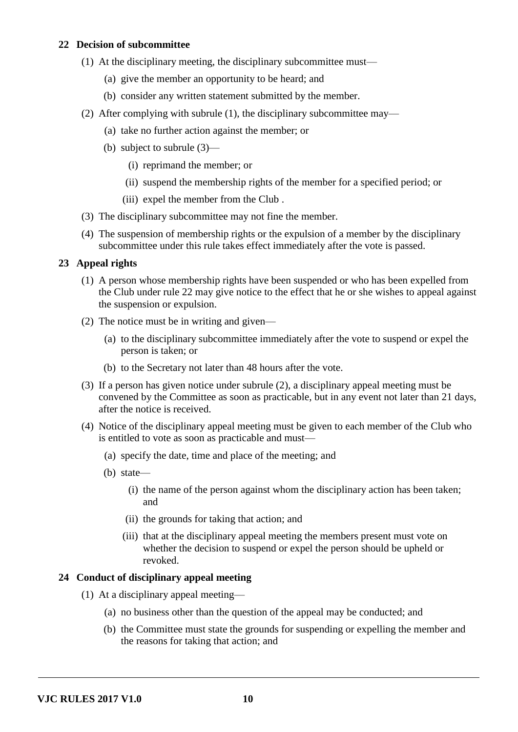### 22 Decision of subcommittee

(1) At the disciplinary meeting, the disciplinary subcommittee must—

  (a) give the member an opportunity to be heard; and

  (b) consider any written statement submitted by the member.

(2) After complying with subrule (1), the disciplinary subcommittee may—

  (a) take no further action against the member; or

  (b) subject to subrule (3)—

    (i) reprimand the member; or

    (ii) suspend the membership rights of the member for a specified period; or

    (iii) expel the member from the Club .

(3) The disciplinary subcommittee may not fine the member.

(4) The suspension of membership rights or the expulsion of a member by the disciplinary subcommittee under this rule takes effect immediately after the vote is passed.

### 23 Appeal rights

(1) A person whose membership rights have been suspended or who has been expelled from the Club under rule 22 may give notice to the effect that he or she wishes to appeal against the suspension or expulsion.

(2) The notice must be in writing and given—

  (a) to the disciplinary subcommittee immediately after the vote to suspend or expel the person is taken; or

  (b) to the Secretary not later than 48 hours after the vote.

(3) If a person has given notice under subrule (2), a disciplinary appeal meeting must be convened by the Committee as soon as practicable, but in any event not later than 21 days, after the notice is received.

(4) Notice of the disciplinary appeal meeting must be given to each member of the Club who is entitled to vote as soon as practicable and must—

  (a) specify the date, time and place of the meeting; and

  (b) state—

    (i) the name of the person against whom the disciplinary action has been taken; and

    (ii) the grounds for taking that action; and

    (iii) that at the disciplinary appeal meeting the members present must vote on whether the decision to suspend or expel the person should be upheld or revoked.

### 24 Conduct of disciplinary appeal meeting

(1) At a disciplinary appeal meeting—

  (a) no business other than the question of the appeal may be conducted; and

  (b) the Committee must state the grounds for suspending or expelling the member and the reasons for taking that action; and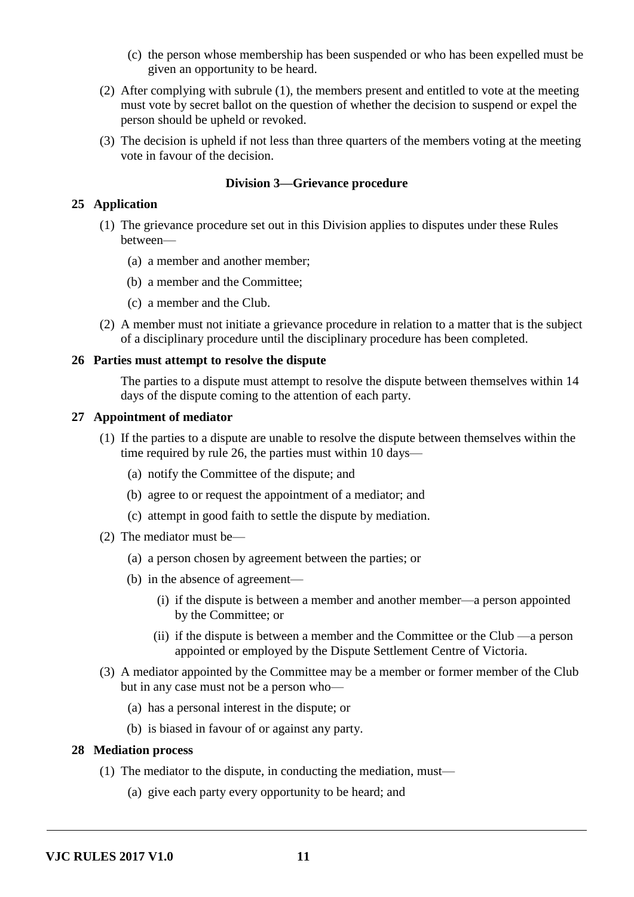(c) the person whose membership has been suspended or who has been expelled must be given an opportunity to be heard.

(2) After complying with subrule (1), the members present and entitled to vote at the meeting must vote by secret ballot on the question of whether the decision to suspend or expel the person should be upheld or revoked.

(3) The decision is upheld if not less than three quarters of the members voting at the meeting vote in favour of the decision.

### Division 3—Grievance procedure

**25 Application**

(1) The grievance procedure set out in this Division applies to disputes under these Rules between—

(a) a member and another member;

(b) a member and the Committee;

(c) a member and the Club.

(2) A member must not initiate a grievance procedure in relation to a matter that is the subject of a disciplinary procedure until the disciplinary procedure has been completed.

**26 Parties must attempt to resolve the dispute**

The parties to a dispute must attempt to resolve the dispute between themselves within 14 days of the dispute coming to the attention of each party.

**27 Appointment of mediator**

(1) If the parties to a dispute are unable to resolve the dispute between themselves within the time required by rule 26, the parties must within 10 days—

(a) notify the Committee of the dispute; and

(b) agree to or request the appointment of a mediator; and

(c) attempt in good faith to settle the dispute by mediation.

(2) The mediator must be—

(a) a person chosen by agreement between the parties; or

(b) in the absence of agreement—

(i) if the dispute is between a member and another member—a person appointed by the Committee; or

(ii) if the dispute is between a member and the Committee or the Club —a person appointed or employed by the Dispute Settlement Centre of Victoria.

(3) A mediator appointed by the Committee may be a member or former member of the Club but in any case must not be a person who—

(a) has a personal interest in the dispute; or

(b) is biased in favour of or against any party.

**28 Mediation process**

(1) The mediator to the dispute, in conducting the mediation, must—

(a) give each party every opportunity to be heard; and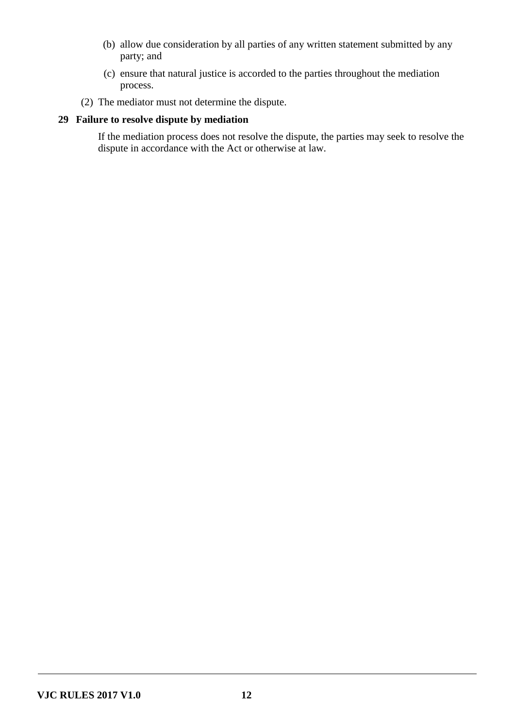(b) allow due consideration by all parties of any written statement submitted by any party; and

(c) ensure that natural justice is accorded to the parties throughout the mediation process.

(2) The mediator must not determine the dispute.

**29 Failure to resolve dispute by mediation**

If the mediation process does not resolve the dispute, the parties may seek to resolve the dispute in accordance with the Act or otherwise at law.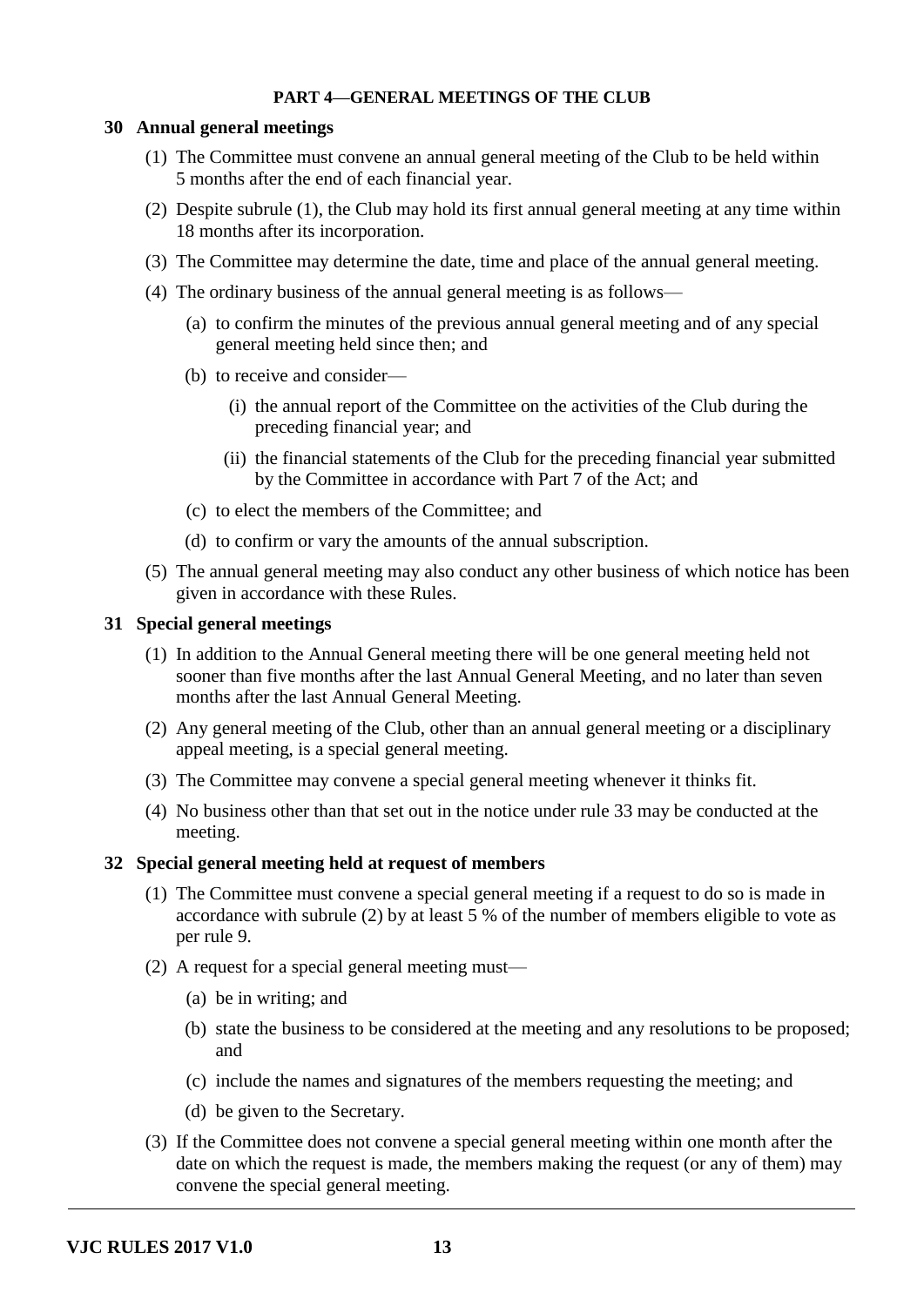## PART 4—GENERAL MEETINGS OF THE CLUB

### 30 Annual general meetings

(1) The Committee must convene an annual general meeting of the Club to be held within 5 months after the end of each financial year.

(2) Despite subrule (1), the Club may hold its first annual general meeting at any time within 18 months after its incorporation.

(3) The Committee may determine the date, time and place of the annual general meeting.

(4) The ordinary business of the annual general meeting is as follows—

- (a) to confirm the minutes of the previous annual general meeting and of any special general meeting held since then; and
- (b) to receive and consider—
  - (i) the annual report of the Committee on the activities of the Club during the preceding financial year; and
  - (ii) the financial statements of the Club for the preceding financial year submitted by the Committee in accordance with Part 7 of the Act; and
- (c) to elect the members of the Committee; and
- (d) to confirm or vary the amounts of the annual subscription.

(5) The annual general meeting may also conduct any other business of which notice has been given in accordance with these Rules.

### 31 Special general meetings

(1) In addition to the Annual General meeting there will be one general meeting held not sooner than five months after the last Annual General Meeting, and no later than seven months after the last Annual General Meeting.

(2) Any general meeting of the Club, other than an annual general meeting or a disciplinary appeal meeting, is a special general meeting.

(3) The Committee may convene a special general meeting whenever it thinks fit.

(4) No business other than that set out in the notice under rule 33 may be conducted at the meeting.

### 32 Special general meeting held at request of members

(1) The Committee must convene a special general meeting if a request to do so is made in accordance with subrule (2) by at least 5 % of the number of members eligible to vote as per rule 9.

(2) A request for a special general meeting must—

- (a) be in writing; and
- (b) state the business to be considered at the meeting and any resolutions to be proposed; and
- (c) include the names and signatures of the members requesting the meeting; and
- (d) be given to the Secretary.

(3) If the Committee does not convene a special general meeting within one month after the date on which the request is made, the members making the request (or any of them) may convene the special general meeting.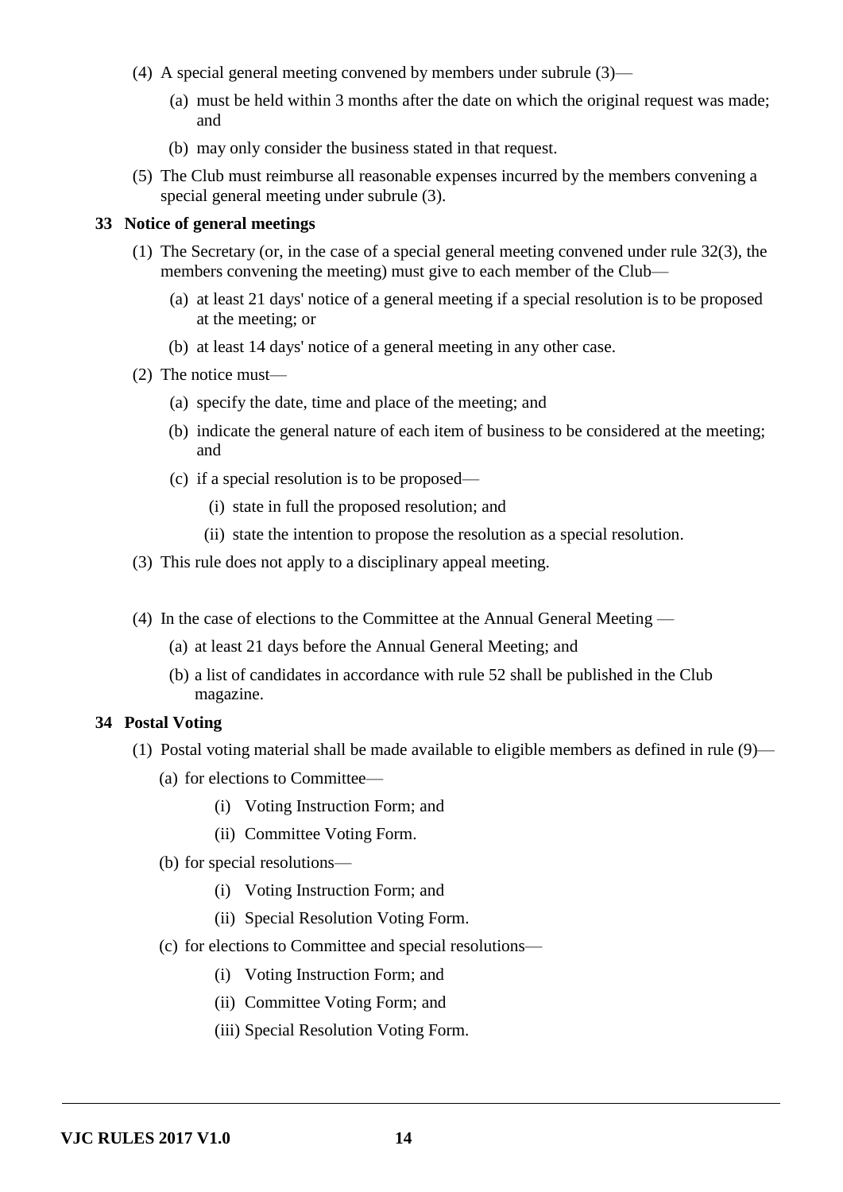(4) A special general meeting convened by members under subrule (3)—

(a) must be held within 3 months after the date on which the original request was made; and

(b) may only consider the business stated in that request.

(5) The Club must reimburse all reasonable expenses incurred by the members convening a special general meeting under subrule (3).

**33 Notice of general meetings**

(1) The Secretary (or, in the case of a special general meeting convened under rule 32(3), the members convening the meeting) must give to each member of the Club—

(a) at least 21 days' notice of a general meeting if a special resolution is to be proposed at the meeting; or

(b) at least 14 days' notice of a general meeting in any other case.

(2) The notice must—

(a) specify the date, time and place of the meeting; and

(b) indicate the general nature of each item of business to be considered at the meeting; and

(c) if a special resolution is to be proposed—

(i) state in full the proposed resolution; and

(ii) state the intention to propose the resolution as a special resolution.

(3) This rule does not apply to a disciplinary appeal meeting.

(4) In the case of elections to the Committee at the Annual General Meeting —

(a) at least 21 days before the Annual General Meeting; and

(b) a list of candidates in accordance with rule 52 shall be published in the Club magazine.

**34 Postal Voting**

(1) Postal voting material shall be made available to eligible members as defined in rule (9)—

(a) for elections to Committee—

(i) Voting Instruction Form; and

(ii) Committee Voting Form.

(b) for special resolutions—

(i) Voting Instruction Form; and

(ii) Special Resolution Voting Form.

(c) for elections to Committee and special resolutions—

(i) Voting Instruction Form; and

(ii) Committee Voting Form; and

(iii) Special Resolution Voting Form.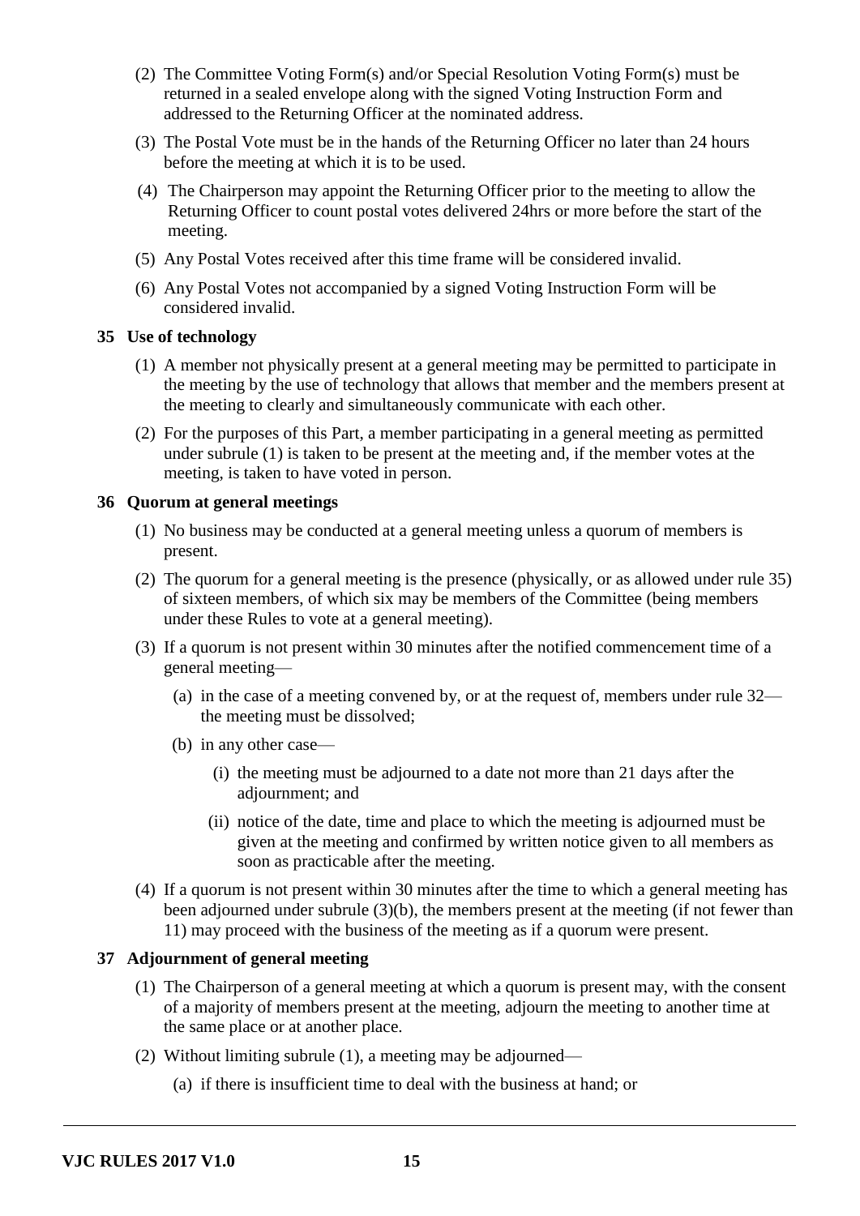(2) The Committee Voting Form(s) and/or Special Resolution Voting Form(s) must be returned in a sealed envelope along with the signed Voting Instruction Form and addressed to the Returning Officer at the nominated address.

(3) The Postal Vote must be in the hands of the Returning Officer no later than 24 hours before the meeting at which it is to be used.

(4) The Chairperson may appoint the Returning Officer prior to the meeting to allow the Returning Officer to count postal votes delivered 24hrs or more before the start of the meeting.

(5) Any Postal Votes received after this time frame will be considered invalid.

(6) Any Postal Votes not accompanied by a signed Voting Instruction Form will be considered invalid.

### 35 Use of technology

(1) A member not physically present at a general meeting may be permitted to participate in the meeting by the use of technology that allows that member and the members present at the meeting to clearly and simultaneously communicate with each other.

(2) For the purposes of this Part, a member participating in a general meeting as permitted under subrule (1) is taken to be present at the meeting and, if the member votes at the meeting, is taken to have voted in person.

### 36 Quorum at general meetings

(1) No business may be conducted at a general meeting unless a quorum of members is present.

(2) The quorum for a general meeting is the presence (physically, or as allowed under rule 35) of sixteen members, of which six may be members of the Committee (being members under these Rules to vote at a general meeting).

(3) If a quorum is not present within 30 minutes after the notified commencement time of a general meeting—

(a) in the case of a meeting convened by, or at the request of, members under rule 32—the meeting must be dissolved;

(b) in any other case—

(i) the meeting must be adjourned to a date not more than 21 days after the adjournment; and

(ii) notice of the date, time and place to which the meeting is adjourned must be given at the meeting and confirmed by written notice given to all members as soon as practicable after the meeting.

(4) If a quorum is not present within 30 minutes after the time to which a general meeting has been adjourned under subrule (3)(b), the members present at the meeting (if not fewer than 11) may proceed with the business of the meeting as if a quorum were present.

### 37 Adjournment of general meeting

(1) The Chairperson of a general meeting at which a quorum is present may, with the consent of a majority of members present at the meeting, adjourn the meeting to another time at the same place or at another place.

(2) Without limiting subrule (1), a meeting may be adjourned—

(a) if there is insufficient time to deal with the business at hand; or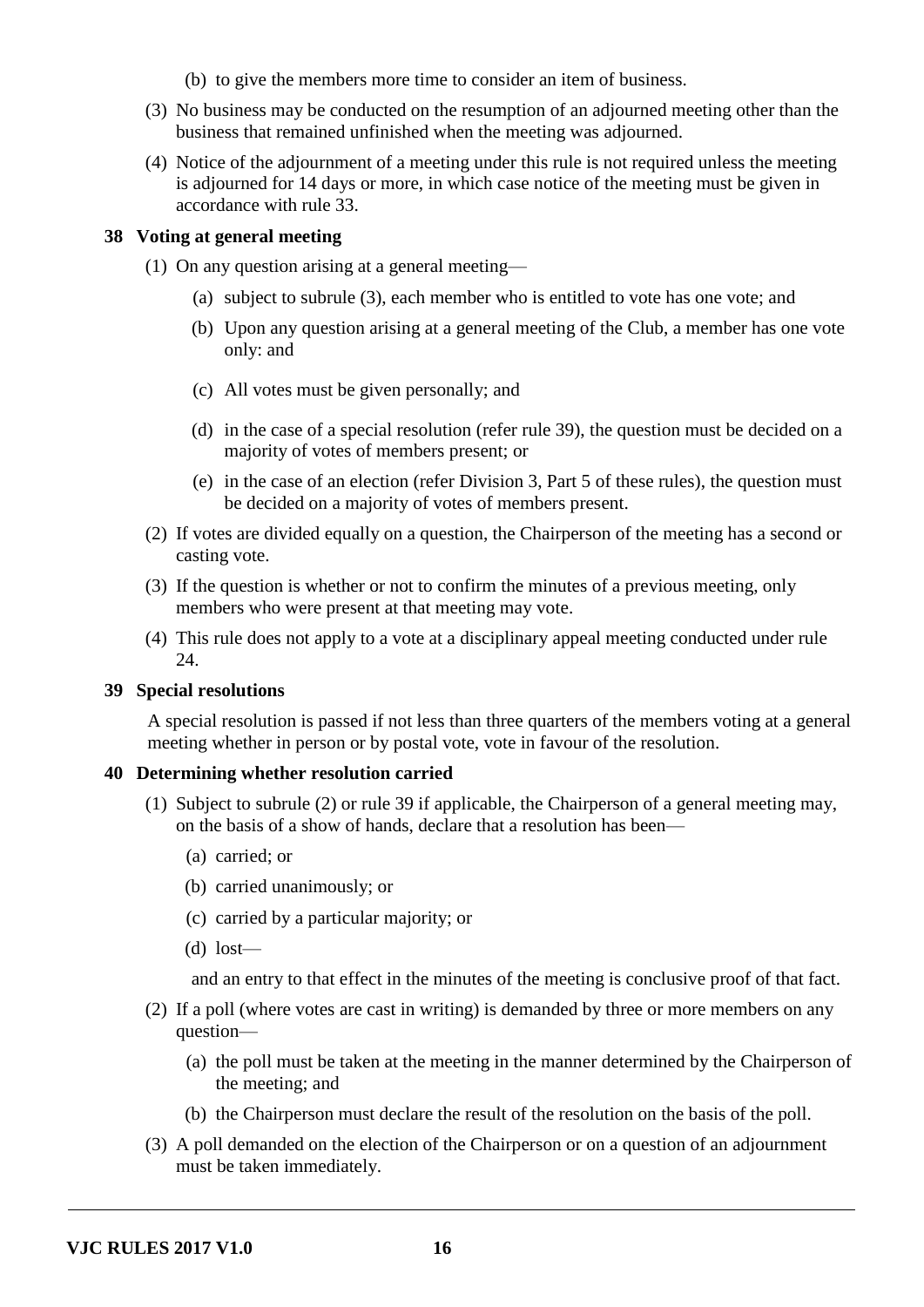(b) to give the members more time to consider an item of business.

(3) No business may be conducted on the resumption of an adjourned meeting other than the business that remained unfinished when the meeting was adjourned.

(4) Notice of the adjournment of a meeting under this rule is not required unless the meeting is adjourned for 14 days or more, in which case notice of the meeting must be given in accordance with rule 33.

### 38 Voting at general meeting

(1) On any question arising at a general meeting—

(a) subject to subrule (3), each member who is entitled to vote has one vote; and

(b) Upon any question arising at a general meeting of the Club, a member has one vote only: and

(c) All votes must be given personally; and

(d) in the case of a special resolution (refer rule 39), the question must be decided on a majority of votes of members present; or

(e) in the case of an election (refer Division 3, Part 5 of these rules), the question must be decided on a majority of votes of members present.

(2) If votes are divided equally on a question, the Chairperson of the meeting has a second or casting vote.

(3) If the question is whether or not to confirm the minutes of a previous meeting, only members who were present at that meeting may vote.

(4) This rule does not apply to a vote at a disciplinary appeal meeting conducted under rule 24.

### 39 Special resolutions

A special resolution is passed if not less than three quarters of the members voting at a general meeting whether in person or by postal vote, vote in favour of the resolution.

### 40 Determining whether resolution carried

(1) Subject to subrule (2) or rule 39 if applicable, the Chairperson of a general meeting may, on the basis of a show of hands, declare that a resolution has been—

(a) carried; or

(b) carried unanimously; or

(c) carried by a particular majority; or

(d) lost—

and an entry to that effect in the minutes of the meeting is conclusive proof of that fact.

(2) If a poll (where votes are cast in writing) is demanded by three or more members on any question—

(a) the poll must be taken at the meeting in the manner determined by the Chairperson of the meeting; and

(b) the Chairperson must declare the result of the resolution on the basis of the poll.

(3) A poll demanded on the election of the Chairperson or on a question of an adjournment must be taken immediately.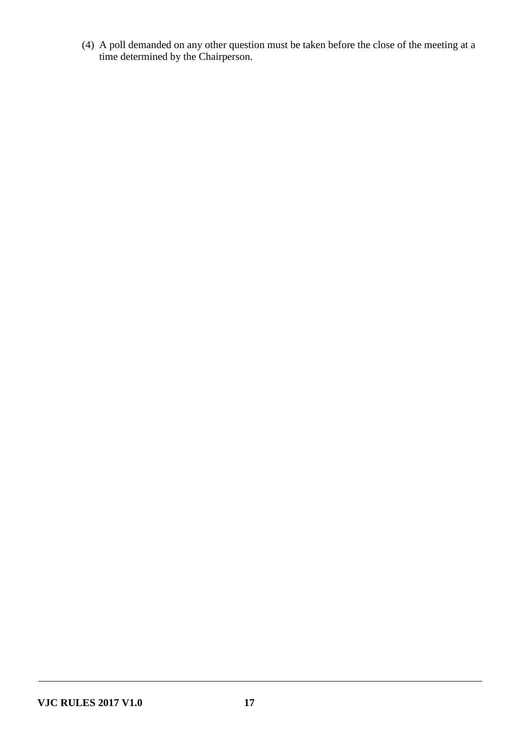(4) A poll demanded on any other question must be taken before the close of the meeting at a time determined by the Chairperson.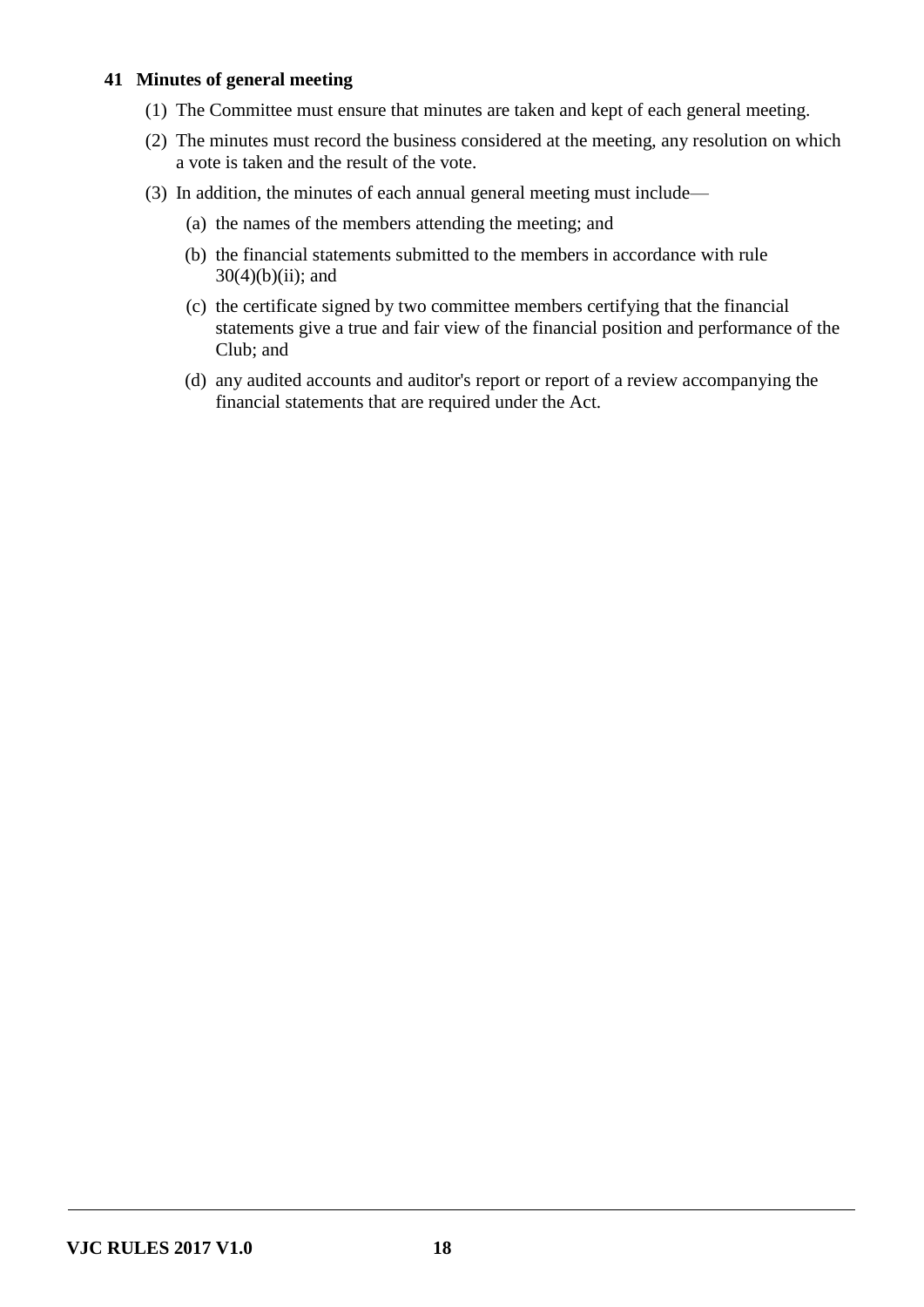### 41 Minutes of general meeting

(1) The Committee must ensure that minutes are taken and kept of each general meeting.

(2) The minutes must record the business considered at the meeting, any resolution on which a vote is taken and the result of the vote.

(3) In addition, the minutes of each annual general meeting must include—

(a) the names of the members attending the meeting; and

(b) the financial statements submitted to the members in accordance with rule 30(4)(b)(ii); and

(c) the certificate signed by two committee members certifying that the financial statements give a true and fair view of the financial position and performance of the Club; and

(d) any audited accounts and auditor's report or report of a review accompanying the financial statements that are required under the Act.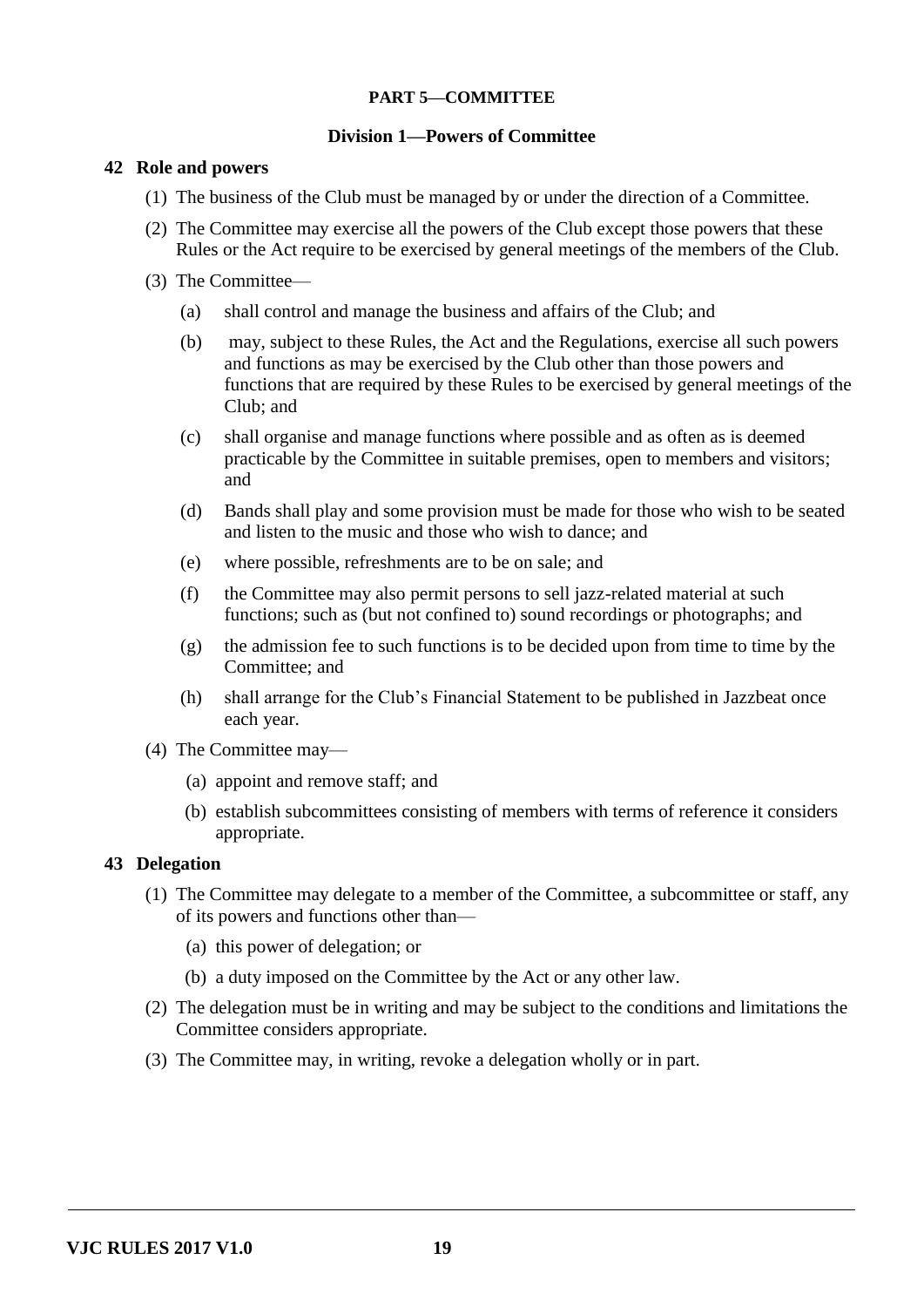**PART 5—COMMITTEE**

**Division 1—Powers of Committee**

**42 Role and powers**

(1) The business of the Club must be managed by or under the direction of a Committee.

(2) The Committee may exercise all the powers of the Club except those powers that these Rules or the Act require to be exercised by general meetings of the members of the Club.

(3) The Committee—

(a) shall control and manage the business and affairs of the Club; and

(b) may, subject to these Rules, the Act and the Regulations, exercise all such powers and functions as may be exercised by the Club other than those powers and functions that are required by these Rules to be exercised by general meetings of the Club; and

(c) shall organise and manage functions where possible and as often as is deemed practicable by the Committee in suitable premises, open to members and visitors; and

(d) Bands shall play and some provision must be made for those who wish to be seated and listen to the music and those who wish to dance; and

(e) where possible, refreshments are to be on sale; and

(f) the Committee may also permit persons to sell jazz-related material at such functions; such as (but not confined to) sound recordings or photographs; and

(g) the admission fee to such functions is to be decided upon from time to time by the Committee; and

(h) shall arrange for the Club's Financial Statement to be published in Jazzbeat once each year.

(4) The Committee may—

(a) appoint and remove staff; and

(b) establish subcommittees consisting of members with terms of reference it considers appropriate.

**43 Delegation**

(1) The Committee may delegate to a member of the Committee, a subcommittee or staff, any of its powers and functions other than—

(a) this power of delegation; or

(b) a duty imposed on the Committee by the Act or any other law.

(2) The delegation must be in writing and may be subject to the conditions and limitations the Committee considers appropriate.

(3) The Committee may, in writing, revoke a delegation wholly or in part.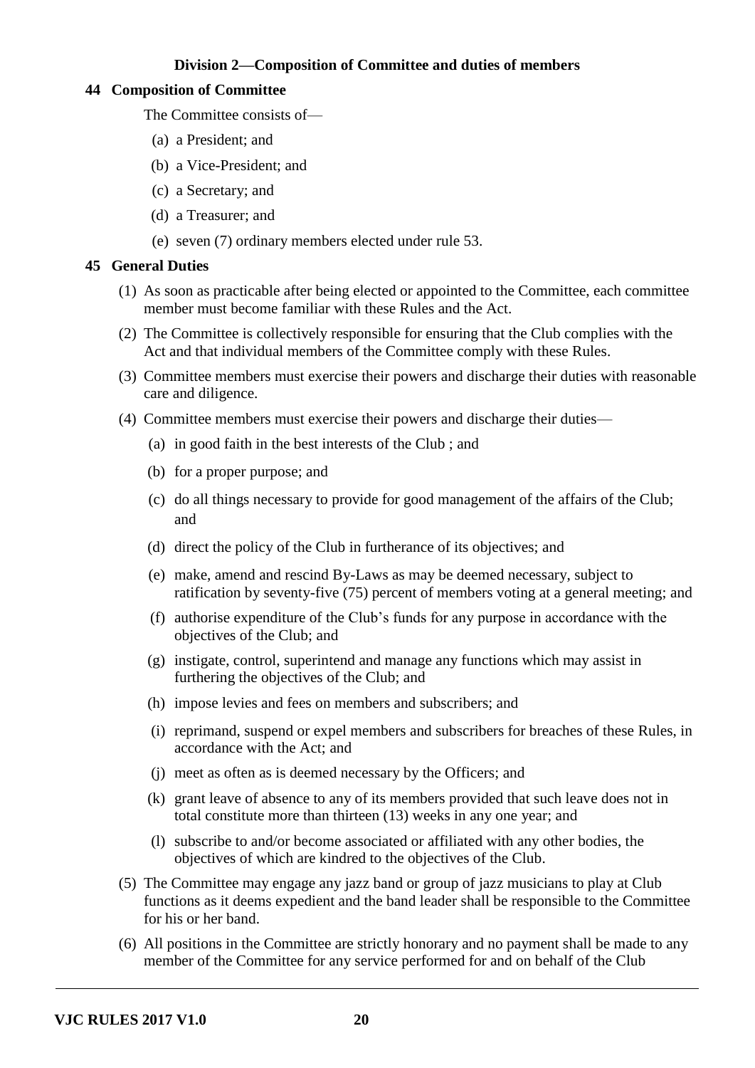### Division 2—Composition of Committee and duties of members

**44 Composition of Committee**

The Committee consists of—

(a) a President; and

(b) a Vice-President; and

(c) a Secretary; and

(d) a Treasurer; and

(e) seven (7) ordinary members elected under rule 53.

**45 General Duties**

(1) As soon as practicable after being elected or appointed to the Committee, each committee member must become familiar with these Rules and the Act.

(2) The Committee is collectively responsible for ensuring that the Club complies with the Act and that individual members of the Committee comply with these Rules.

(3) Committee members must exercise their powers and discharge their duties with reasonable care and diligence.

(4) Committee members must exercise their powers and discharge their duties—

(a) in good faith in the best interests of the Club ; and

(b) for a proper purpose; and

(c) do all things necessary to provide for good management of the affairs of the Club; and

(d) direct the policy of the Club in furtherance of its objectives; and

(e) make, amend and rescind By-Laws as may be deemed necessary, subject to ratification by seventy-five (75) percent of members voting at a general meeting; and

(f) authorise expenditure of the Club's funds for any purpose in accordance with the objectives of the Club; and

(g) instigate, control, superintend and manage any functions which may assist in furthering the objectives of the Club; and

(h) impose levies and fees on members and subscribers; and

(i) reprimand, suspend or expel members and subscribers for breaches of these Rules, in accordance with the Act; and

(j) meet as often as is deemed necessary by the Officers; and

(k) grant leave of absence to any of its members provided that such leave does not in total constitute more than thirteen (13) weeks in any one year; and

(l) subscribe to and/or become associated or affiliated with any other bodies, the objectives of which are kindred to the objectives of the Club.

(5) The Committee may engage any jazz band or group of jazz musicians to play at Club functions as it deems expedient and the band leader shall be responsible to the Committee for his or her band.

(6) All positions in the Committee are strictly honorary and no payment shall be made to any member of the Committee for any service performed for and on behalf of the Club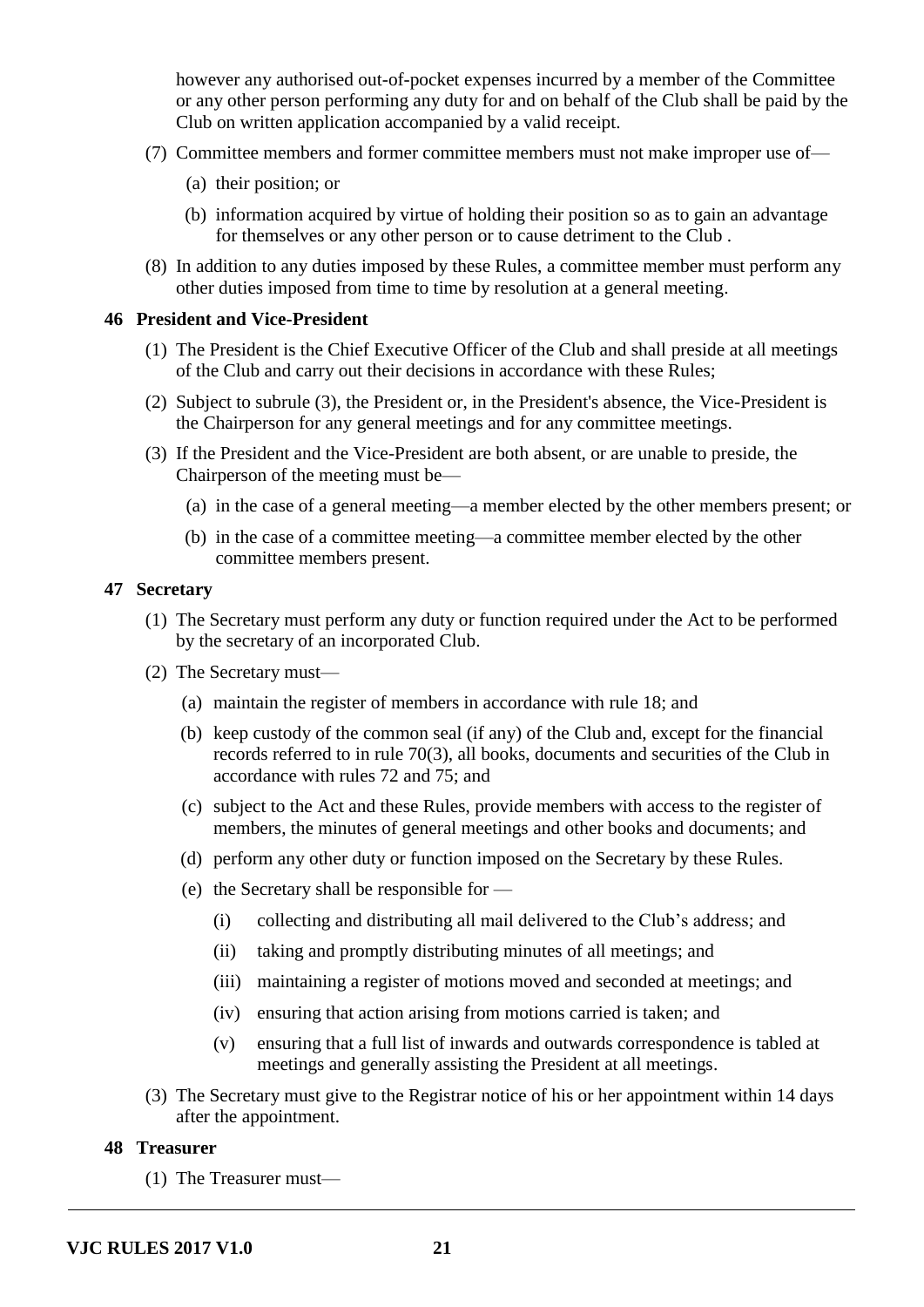however any authorised out-of-pocket expenses incurred by a member of the Committee or any other person performing any duty for and on behalf of the Club shall be paid by the Club on written application accompanied by a valid receipt.

(7) Committee members and former committee members must not make improper use of—

(a) their position; or

(b) information acquired by virtue of holding their position so as to gain an advantage for themselves or any other person or to cause detriment to the Club .

(8) In addition to any duties imposed by these Rules, a committee member must perform any other duties imposed from time to time by resolution at a general meeting.

### 46 President and Vice-President

(1) The President is the Chief Executive Officer of the Club and shall preside at all meetings of the Club and carry out their decisions in accordance with these Rules;

(2) Subject to subrule (3), the President or, in the President's absence, the Vice-President is the Chairperson for any general meetings and for any committee meetings.

(3) If the President and the Vice-President are both absent, or are unable to preside, the Chairperson of the meeting must be—

(a) in the case of a general meeting—a member elected by the other members present; or

(b) in the case of a committee meeting—a committee member elected by the other committee members present.

### 47 Secretary

(1) The Secretary must perform any duty or function required under the Act to be performed by the secretary of an incorporated Club.

(2) The Secretary must—

(a) maintain the register of members in accordance with rule 18; and

(b) keep custody of the common seal (if any) of the Club and, except for the financial records referred to in rule 70(3), all books, documents and securities of the Club in accordance with rules 72 and 75; and

(c) subject to the Act and these Rules, provide members with access to the register of members, the minutes of general meetings and other books and documents; and

(d) perform any other duty or function imposed on the Secretary by these Rules.

(e) the Secretary shall be responsible for —

(i) collecting and distributing all mail delivered to the Club's address; and

(ii) taking and promptly distributing minutes of all meetings; and

(iii) maintaining a register of motions moved and seconded at meetings; and

(iv) ensuring that action arising from motions carried is taken; and

(v) ensuring that a full list of inwards and outwards correspondence is tabled at meetings and generally assisting the President at all meetings.

(3) The Secretary must give to the Registrar notice of his or her appointment within 14 days after the appointment.

### 48 Treasurer

(1) The Treasurer must—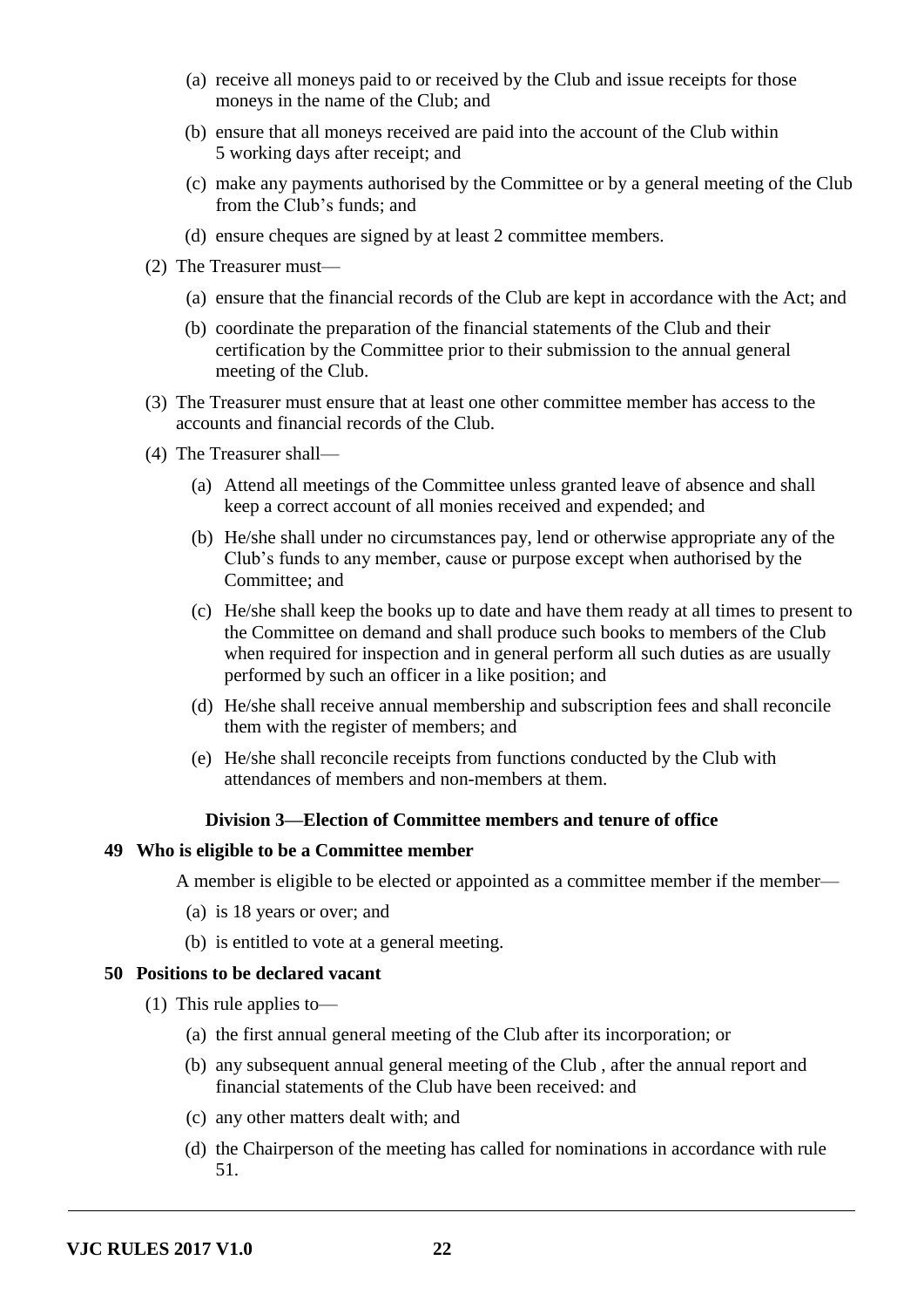(a) receive all moneys paid to or received by the Club and issue receipts for those moneys in the name of the Club; and

(b) ensure that all moneys received are paid into the account of the Club within 5 working days after receipt; and

(c) make any payments authorised by the Committee or by a general meeting of the Club from the Club's funds; and

(d) ensure cheques are signed by at least 2 committee members.

(2) The Treasurer must—

(a) ensure that the financial records of the Club are kept in accordance with the Act; and

(b) coordinate the preparation of the financial statements of the Club and their certification by the Committee prior to their submission to the annual general meeting of the Club.

(3) The Treasurer must ensure that at least one other committee member has access to the accounts and financial records of the Club.

(4) The Treasurer shall—

(a) Attend all meetings of the Committee unless granted leave of absence and shall keep a correct account of all monies received and expended; and

(b) He/she shall under no circumstances pay, lend or otherwise appropriate any of the Club's funds to any member, cause or purpose except when authorised by the Committee; and

(c) He/she shall keep the books up to date and have them ready at all times to present to the Committee on demand and shall produce such books to members of the Club when required for inspection and in general perform all such duties as are usually performed by such an officer in a like position; and

(d) He/she shall receive annual membership and subscription fees and shall reconcile them with the register of members; and

(e) He/she shall reconcile receipts from functions conducted by the Club with attendances of members and non-members at them.

### Division 3—Election of Committee members and tenure of office

#### 49 Who is eligible to be a Committee member

A member is eligible to be elected or appointed as a committee member if the member—

(a) is 18 years or over; and

(b) is entitled to vote at a general meeting.

#### 50 Positions to be declared vacant

(1) This rule applies to—

(a) the first annual general meeting of the Club after its incorporation; or

(b) any subsequent annual general meeting of the Club , after the annual report and financial statements of the Club have been received: and

(c) any other matters dealt with; and

(d) the Chairperson of the meeting has called for nominations in accordance with rule 51.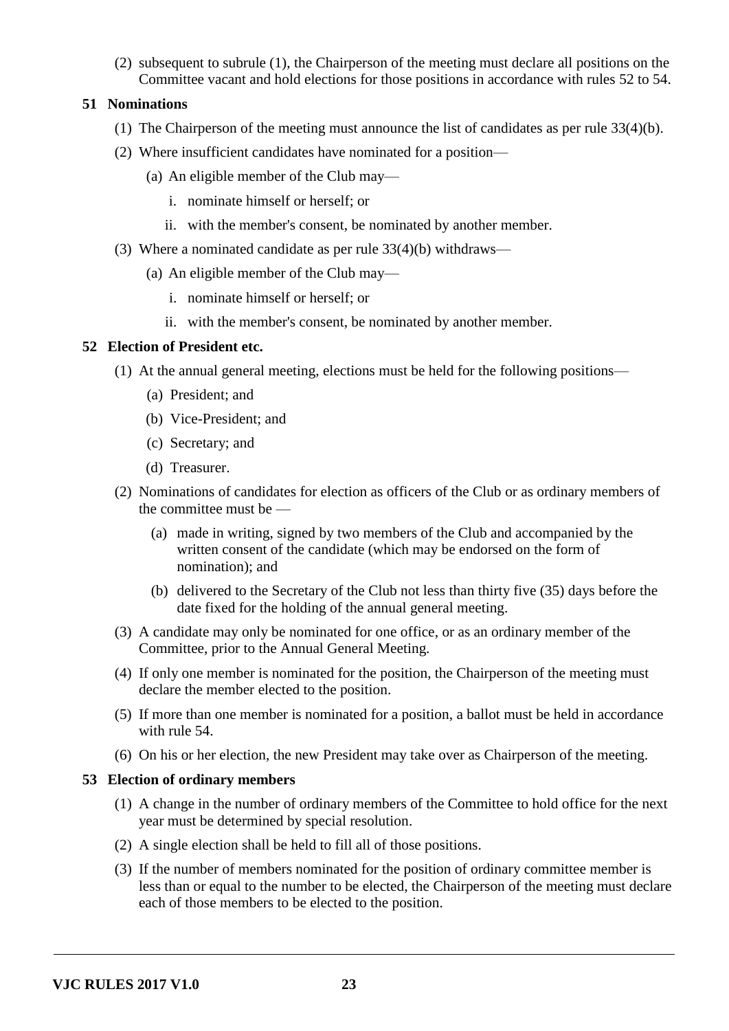(2) subsequent to subrule (1), the Chairperson of the meeting must declare all positions on the Committee vacant and hold elections for those positions in accordance with rules 52 to 54.

### 51 Nominations

(1) The Chairperson of the meeting must announce the list of candidates as per rule 33(4)(b).

(2) Where insufficient candidates have nominated for a position—

(a) An eligible member of the Club may—

i. nominate himself or herself; or

ii. with the member's consent, be nominated by another member.

(3) Where a nominated candidate as per rule 33(4)(b) withdraws—

(a) An eligible member of the Club may—

i. nominate himself or herself; or

ii. with the member's consent, be nominated by another member.

### 52 Election of President etc.

(1) At the annual general meeting, elections must be held for the following positions—

(a) President; and

(b) Vice-President; and

(c) Secretary; and

(d) Treasurer.

(2) Nominations of candidates for election as officers of the Club or as ordinary members of the committee must be —

(a) made in writing, signed by two members of the Club and accompanied by the written consent of the candidate (which may be endorsed on the form of nomination); and

(b) delivered to the Secretary of the Club not less than thirty five (35) days before the date fixed for the holding of the annual general meeting.

(3) A candidate may only be nominated for one office, or as an ordinary member of the Committee, prior to the Annual General Meeting.

(4) If only one member is nominated for the position, the Chairperson of the meeting must declare the member elected to the position.

(5) If more than one member is nominated for a position, a ballot must be held in accordance with rule 54.

(6) On his or her election, the new President may take over as Chairperson of the meeting.

### 53 Election of ordinary members

(1) A change in the number of ordinary members of the Committee to hold office for the next year must be determined by special resolution.

(2) A single election shall be held to fill all of those positions.

(3) If the number of members nominated for the position of ordinary committee member is less than or equal to the number to be elected, the Chairperson of the meeting must declare each of those members to be elected to the position.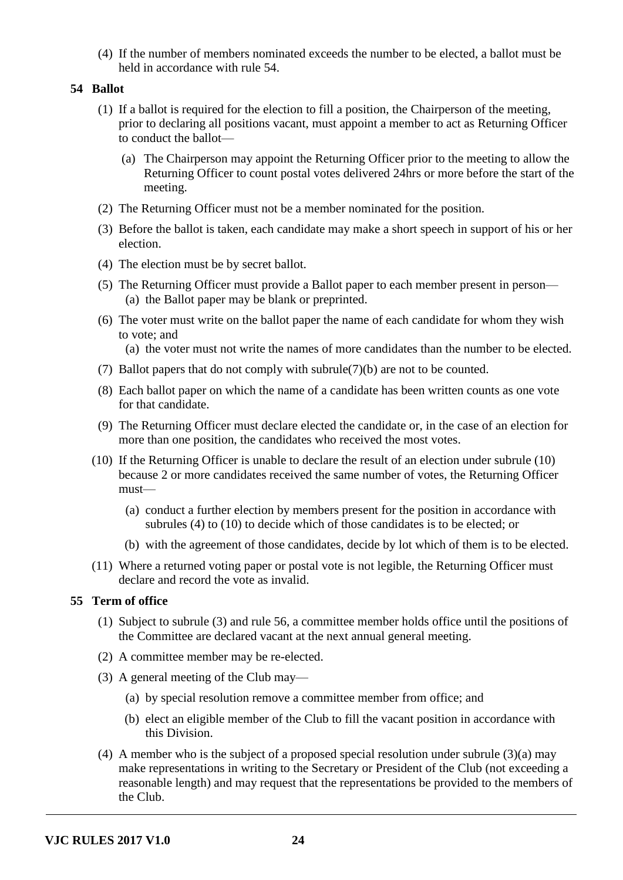(4) If the number of members nominated exceeds the number to be elected, a ballot must be held in accordance with rule 54.

### 54 Ballot

(1) If a ballot is required for the election to fill a position, the Chairperson of the meeting, prior to declaring all positions vacant, must appoint a member to act as Returning Officer to conduct the ballot—

(a) The Chairperson may appoint the Returning Officer prior to the meeting to allow the Returning Officer to count postal votes delivered 24hrs or more before the start of the meeting.

(2) The Returning Officer must not be a member nominated for the position.

(3) Before the ballot is taken, each candidate may make a short speech in support of his or her election.

(4) The election must be by secret ballot.

(5) The Returning Officer must provide a Ballot paper to each member present in person—

(a) the Ballot paper may be blank or preprinted.

(6) The voter must write on the ballot paper the name of each candidate for whom they wish to vote; and

(a) the voter must not write the names of more candidates than the number to be elected.

(7) Ballot papers that do not comply with subrule(7)(b) are not to be counted.

(8) Each ballot paper on which the name of a candidate has been written counts as one vote for that candidate.

(9) The Returning Officer must declare elected the candidate or, in the case of an election for more than one position, the candidates who received the most votes.

(10) If the Returning Officer is unable to declare the result of an election under subrule (10) because 2 or more candidates received the same number of votes, the Returning Officer must—

(a) conduct a further election by members present for the position in accordance with subrules (4) to (10) to decide which of those candidates is to be elected; or

(b) with the agreement of those candidates, decide by lot which of them is to be elected.

(11) Where a returned voting paper or postal vote is not legible, the Returning Officer must declare and record the vote as invalid.

### 55 Term of office

(1) Subject to subrule (3) and rule 56, a committee member holds office until the positions of the Committee are declared vacant at the next annual general meeting.

(2) A committee member may be re-elected.

(3) A general meeting of the Club may—

(a) by special resolution remove a committee member from office; and

(b) elect an eligible member of the Club to fill the vacant position in accordance with this Division.

(4) A member who is the subject of a proposed special resolution under subrule (3)(a) may make representations in writing to the Secretary or President of the Club (not exceeding a reasonable length) and may request that the representations be provided to the members of the Club.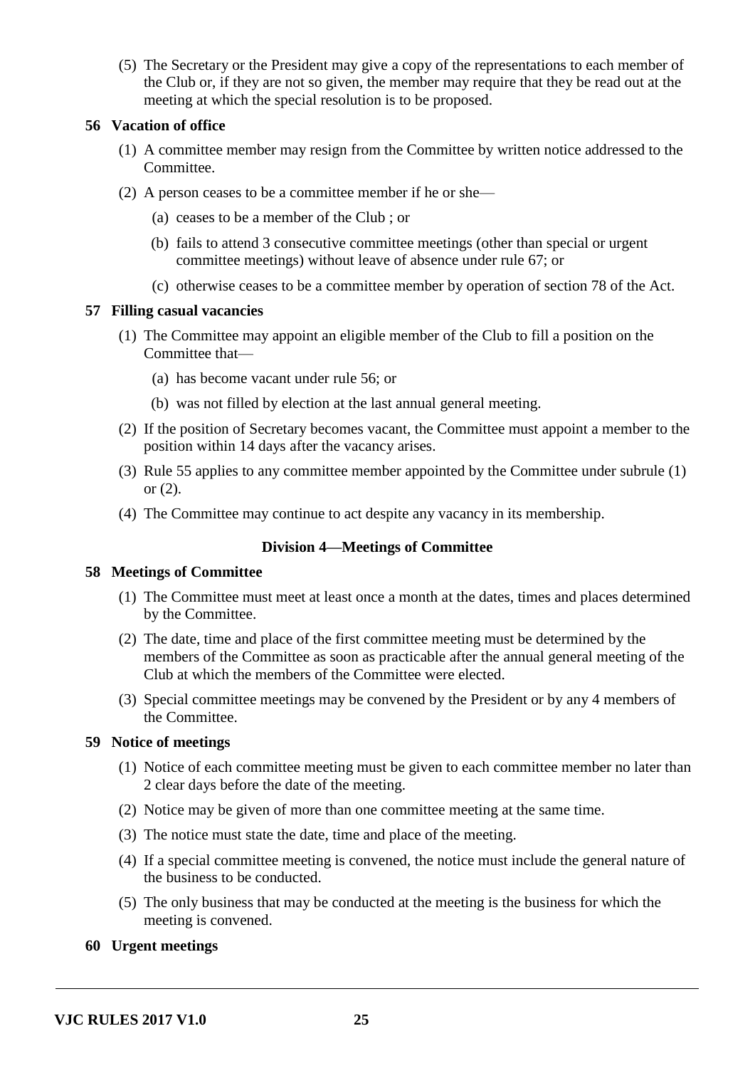(5) The Secretary or the President may give a copy of the representations to each member of the Club or, if they are not so given, the member may require that they be read out at the meeting at which the special resolution is to be proposed.

**56 Vacation of office**

(1) A committee member may resign from the Committee by written notice addressed to the Committee.

(2) A person ceases to be a committee member if he or she—

(a) ceases to be a member of the Club ; or

(b) fails to attend 3 consecutive committee meetings (other than special or urgent committee meetings) without leave of absence under rule 67; or

(c) otherwise ceases to be a committee member by operation of section 78 of the Act.

**57 Filling casual vacancies**

(1) The Committee may appoint an eligible member of the Club to fill a position on the Committee that—

(a) has become vacant under rule 56; or

(b) was not filled by election at the last annual general meeting.

(2) If the position of Secretary becomes vacant, the Committee must appoint a member to the position within 14 days after the vacancy arises.

(3) Rule 55 applies to any committee member appointed by the Committee under subrule (1) or (2).

(4) The Committee may continue to act despite any vacancy in its membership.

**Division 4—Meetings of Committee**

**58 Meetings of Committee**

(1) The Committee must meet at least once a month at the dates, times and places determined by the Committee.

(2) The date, time and place of the first committee meeting must be determined by the members of the Committee as soon as practicable after the annual general meeting of the Club at which the members of the Committee were elected.

(3) Special committee meetings may be convened by the President or by any 4 members of the Committee.

**59 Notice of meetings**

(1) Notice of each committee meeting must be given to each committee member no later than 2 clear days before the date of the meeting.

(2) Notice may be given of more than one committee meeting at the same time.

(3) The notice must state the date, time and place of the meeting.

(4) If a special committee meeting is convened, the notice must include the general nature of the business to be conducted.

(5) The only business that may be conducted at the meeting is the business for which the meeting is convened.

**60 Urgent meetings**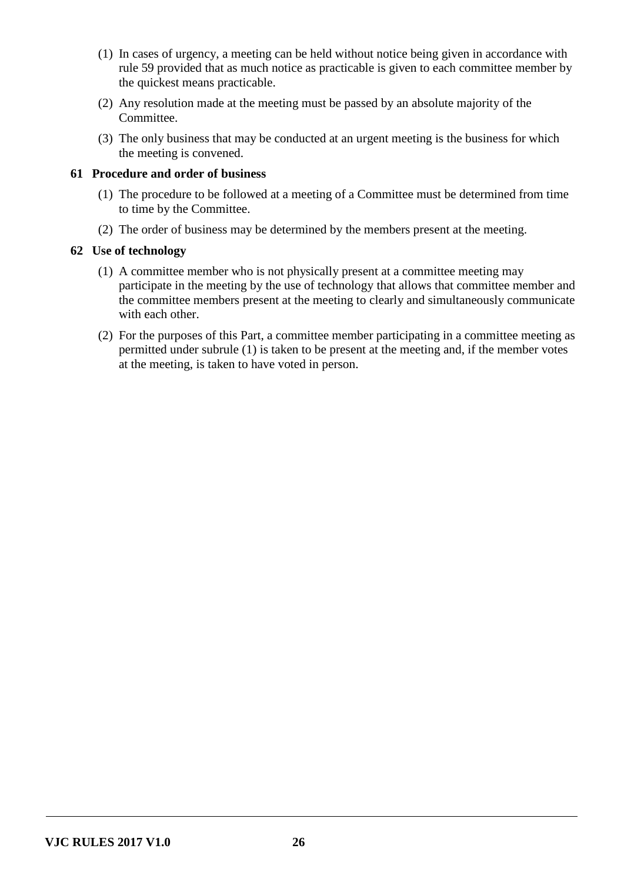(1) In cases of urgency, a meeting can be held without notice being given in accordance with rule 59 provided that as much notice as practicable is given to each committee member by the quickest means practicable.

(2) Any resolution made at the meeting must be passed by an absolute majority of the Committee.

(3) The only business that may be conducted at an urgent meeting is the business for which the meeting is convened.

### 61 Procedure and order of business

(1) The procedure to be followed at a meeting of a Committee must be determined from time to time by the Committee.

(2) The order of business may be determined by the members present at the meeting.

### 62 Use of technology

(1) A committee member who is not physically present at a committee meeting may participate in the meeting by the use of technology that allows that committee member and the committee members present at the meeting to clearly and simultaneously communicate with each other.

(2) For the purposes of this Part, a committee member participating in a committee meeting as permitted under subrule (1) is taken to be present at the meeting and, if the member votes at the meeting, is taken to have voted in person.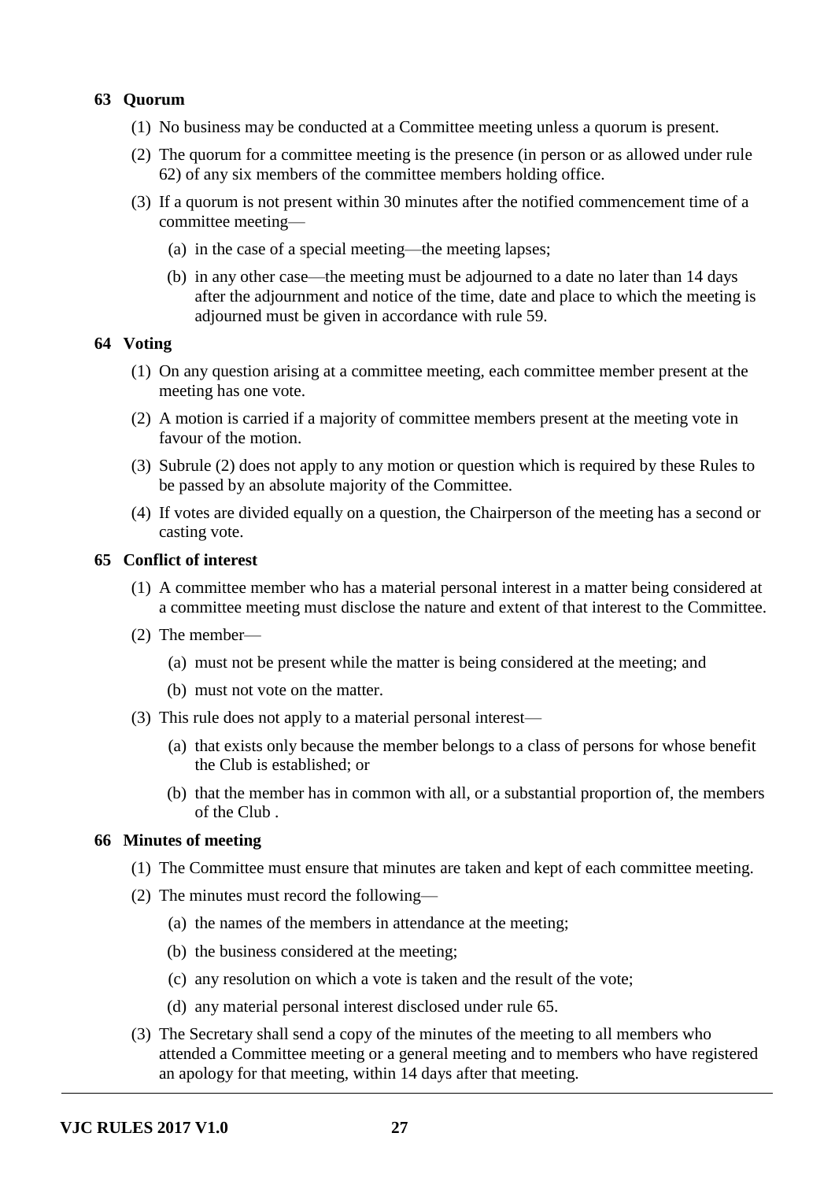## 63 Quorum

(1) No business may be conducted at a Committee meeting unless a quorum is present.

(2) The quorum for a committee meeting is the presence (in person or as allowed under rule 62) of any six members of the committee members holding office.

(3) If a quorum is not present within 30 minutes after the notified commencement time of a committee meeting—

(a) in the case of a special meeting—the meeting lapses;

(b) in any other case—the meeting must be adjourned to a date no later than 14 days after the adjournment and notice of the time, date and place to which the meeting is adjourned must be given in accordance with rule 59.

## 64 Voting

(1) On any question arising at a committee meeting, each committee member present at the meeting has one vote.

(2) A motion is carried if a majority of committee members present at the meeting vote in favour of the motion.

(3) Subrule (2) does not apply to any motion or question which is required by these Rules to be passed by an absolute majority of the Committee.

(4) If votes are divided equally on a question, the Chairperson of the meeting has a second or casting vote.

## 65 Conflict of interest

(1) A committee member who has a material personal interest in a matter being considered at a committee meeting must disclose the nature and extent of that interest to the Committee.

(2) The member—

(a) must not be present while the matter is being considered at the meeting; and

(b) must not vote on the matter.

(3) This rule does not apply to a material personal interest—

(a) that exists only because the member belongs to a class of persons for whose benefit the Club is established; or

(b) that the member has in common with all, or a substantial proportion of, the members of the Club .

## 66 Minutes of meeting

(1) The Committee must ensure that minutes are taken and kept of each committee meeting.

(2) The minutes must record the following—

(a) the names of the members in attendance at the meeting;

(b) the business considered at the meeting;

(c) any resolution on which a vote is taken and the result of the vote;

(d) any material personal interest disclosed under rule 65.

(3) The Secretary shall send a copy of the minutes of the meeting to all members who attended a Committee meeting or a general meeting and to members who have registered an apology for that meeting, within 14 days after that meeting.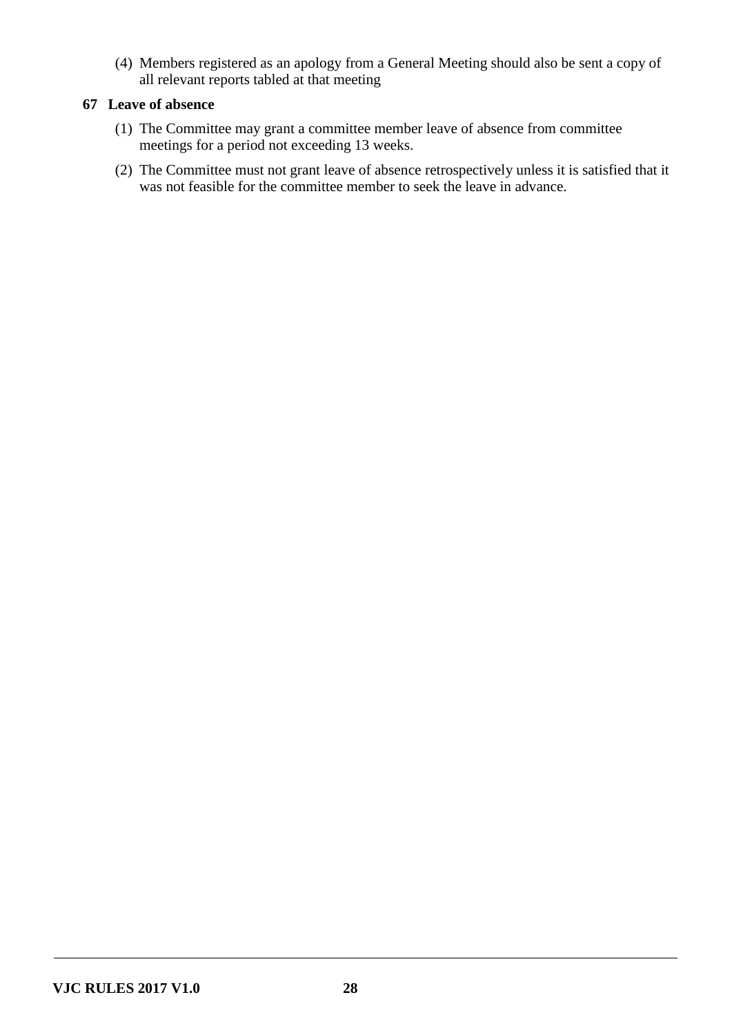(4) Members registered as an apology from a General Meeting should also be sent a copy of all relevant reports tabled at that meeting

### 67 Leave of absence

(1) The Committee may grant a committee member leave of absence from committee meetings for a period not exceeding 13 weeks.

(2) The Committee must not grant leave of absence retrospectively unless it is satisfied that it was not feasible for the committee member to seek the leave in advance.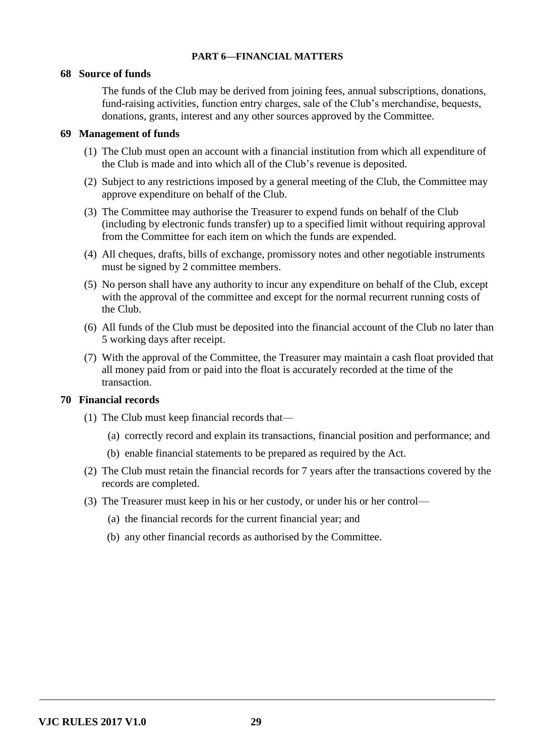## PART 6—FINANCIAL MATTERS

### 68 Source of funds

The funds of the Club may be derived from joining fees, annual subscriptions, donations, fund-raising activities, function entry charges, sale of the Club's merchandise, bequests, donations, grants, interest and any other sources approved by the Committee.

### 69 Management of funds

(1) The Club must open an account with a financial institution from which all expenditure of the Club is made and into which all of the Club's revenue is deposited.

(2) Subject to any restrictions imposed by a general meeting of the Club, the Committee may approve expenditure on behalf of the Club.

(3) The Committee may authorise the Treasurer to expend funds on behalf of the Club (including by electronic funds transfer) up to a specified limit without requiring approval from the Committee for each item on which the funds are expended.

(4) All cheques, drafts, bills of exchange, promissory notes and other negotiable instruments must be signed by 2 committee members.

(5) No person shall have any authority to incur any expenditure on behalf of the Club, except with the approval of the committee and except for the normal recurrent running costs of the Club.

(6) All funds of the Club must be deposited into the financial account of the Club no later than 5 working days after receipt.

(7) With the approval of the Committee, the Treasurer may maintain a cash float provided that all money paid from or paid into the float is accurately recorded at the time of the transaction.

### 70 Financial records

(1) The Club must keep financial records that—

(a) correctly record and explain its transactions, financial position and performance; and

(b) enable financial statements to be prepared as required by the Act.

(2) The Club must retain the financial records for 7 years after the transactions covered by the records are completed.

(3) The Treasurer must keep in his or her custody, or under his or her control—

(a) the financial records for the current financial year; and

(b) any other financial records as authorised by the Committee.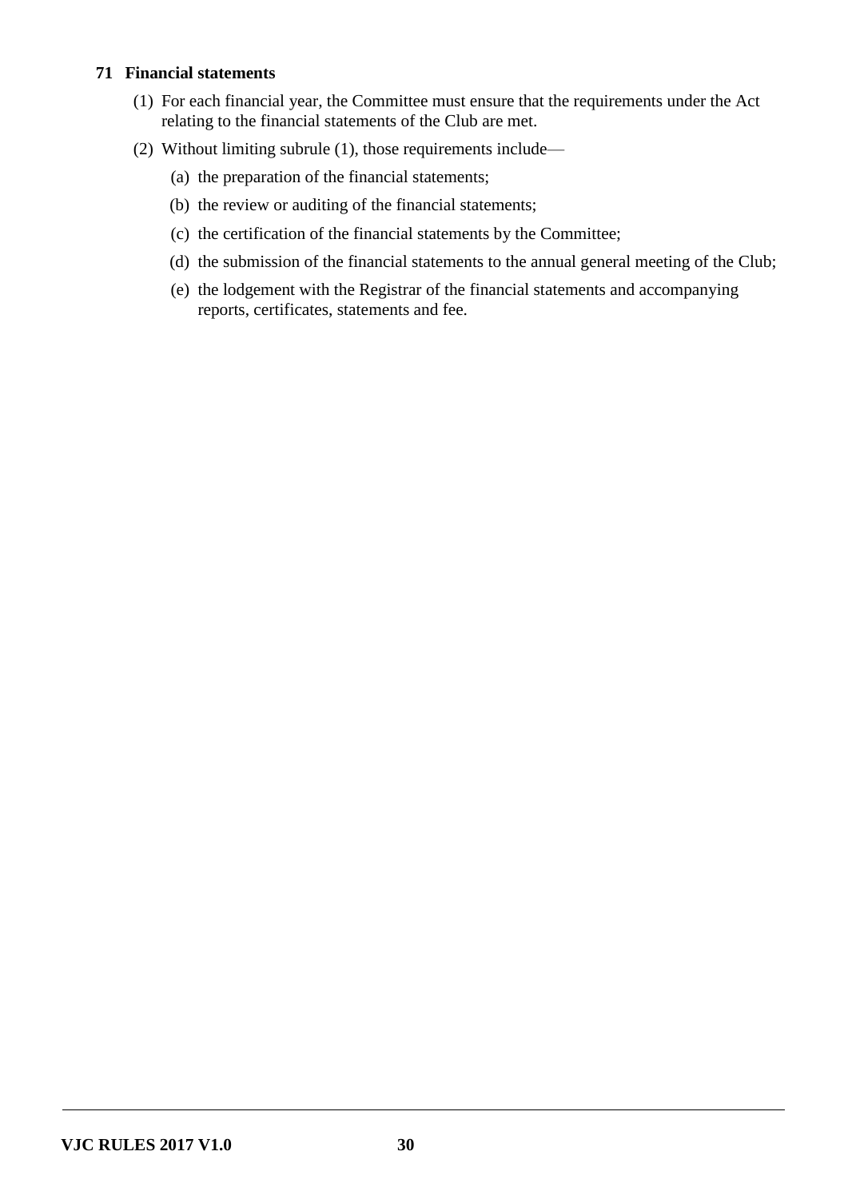### 71 Financial statements

(1) For each financial year, the Committee must ensure that the requirements under the Act relating to the financial statements of the Club are met.

(2) Without limiting subrule (1), those requirements include—

(a) the preparation of the financial statements;

(b) the review or auditing of the financial statements;

(c) the certification of the financial statements by the Committee;

(d) the submission of the financial statements to the annual general meeting of the Club;

(e) the lodgement with the Registrar of the financial statements and accompanying reports, certificates, statements and fee.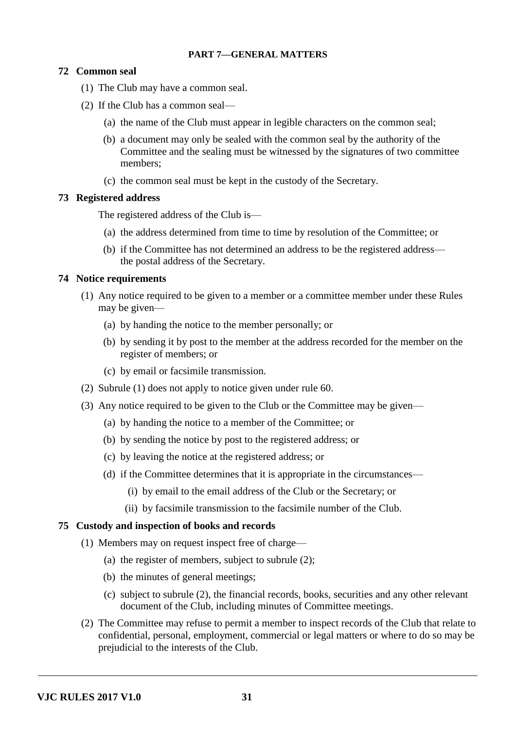## PART 7—GENERAL MATTERS

### 72 Common seal

(1) The Club may have a common seal.

(2) If the Club has a common seal—

(a) the name of the Club must appear in legible characters on the common seal;

(b) a document may only be sealed with the common seal by the authority of the Committee and the sealing must be witnessed by the signatures of two committee members;

(c) the common seal must be kept in the custody of the Secretary.

### 73 Registered address

The registered address of the Club is—

(a) the address determined from time to time by resolution of the Committee; or

(b) if the Committee has not determined an address to be the registered address—the postal address of the Secretary.

### 74 Notice requirements

(1) Any notice required to be given to a member or a committee member under these Rules may be given—

(a) by handing the notice to the member personally; or

(b) by sending it by post to the member at the address recorded for the member on the register of members; or

(c) by email or facsimile transmission.

(2) Subrule (1) does not apply to notice given under rule 60.

(3) Any notice required to be given to the Club or the Committee may be given—

(a) by handing the notice to a member of the Committee; or

(b) by sending the notice by post to the registered address; or

(c) by leaving the notice at the registered address; or

(d) if the Committee determines that it is appropriate in the circumstances—

(i) by email to the email address of the Club or the Secretary; or

(ii) by facsimile transmission to the facsimile number of the Club.

### 75 Custody and inspection of books and records

(1) Members may on request inspect free of charge—

(a) the register of members, subject to subrule (2);

(b) the minutes of general meetings;

(c) subject to subrule (2), the financial records, books, securities and any other relevant document of the Club, including minutes of Committee meetings.

(2) The Committee may refuse to permit a member to inspect records of the Club that relate to confidential, personal, employment, commercial or legal matters or where to do so may be prejudicial to the interests of the Club.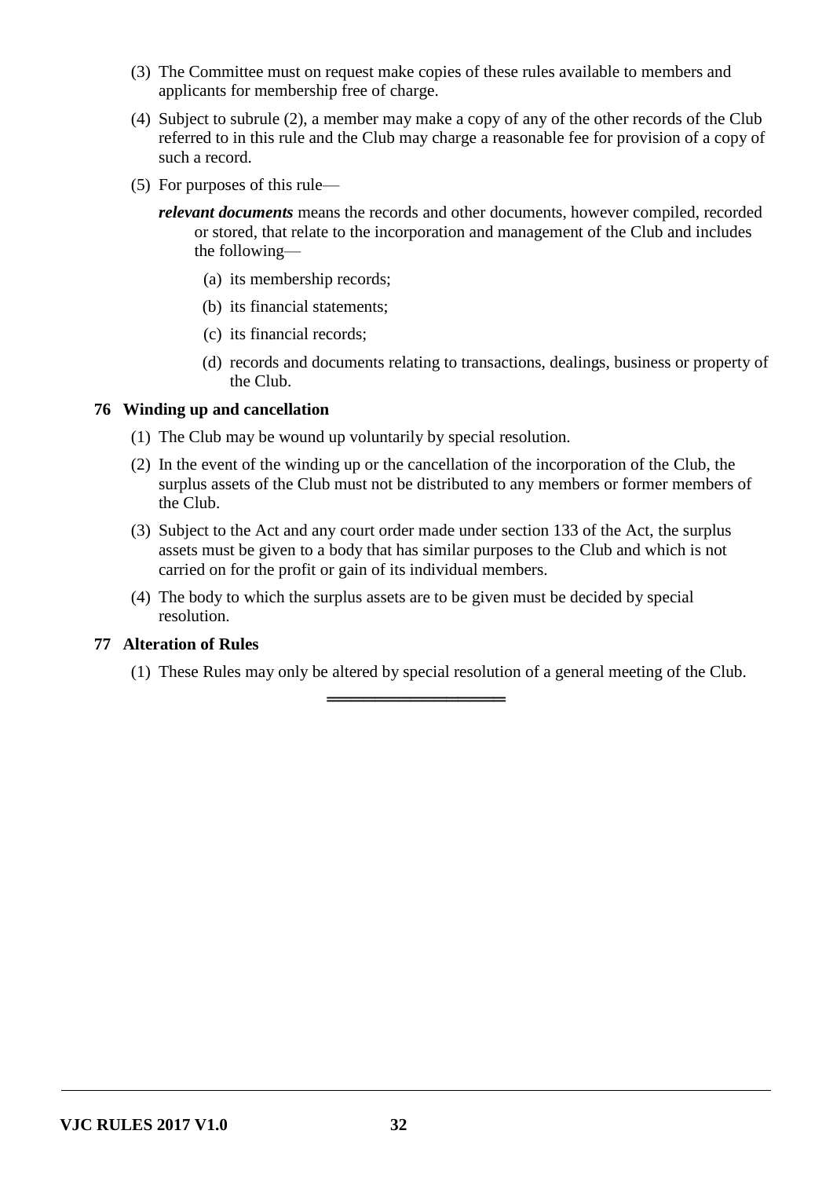(3) The Committee must on request make copies of these rules available to members and applicants for membership free of charge.

(4) Subject to subrule (2), a member may make a copy of any of the other records of the Club referred to in this rule and the Club may charge a reasonable fee for provision of a copy of such a record.

(5) For purposes of this rule—

***relevant documents*** means the records and other documents, however compiled, recorded or stored, that relate to the incorporation and management of the Club and includes the following—

(a) its membership records;

(b) its financial statements;

(c) its financial records;

(d) records and documents relating to transactions, dealings, business or property of the Club.

**76 Winding up and cancellation**

(1) The Club may be wound up voluntarily by special resolution.

(2) In the event of the winding up or the cancellation of the incorporation of the Club, the surplus assets of the Club must not be distributed to any members or former members of the Club.

(3) Subject to the Act and any court order made under section 133 of the Act, the surplus assets must be given to a body that has similar purposes to the Club and which is not carried on for the profit or gain of its individual members.

(4) The body to which the surplus assets are to be given must be decided by special resolution.

**77 Alteration of Rules**

(1) These Rules may only be altered by special resolution of a general meeting of the Club.